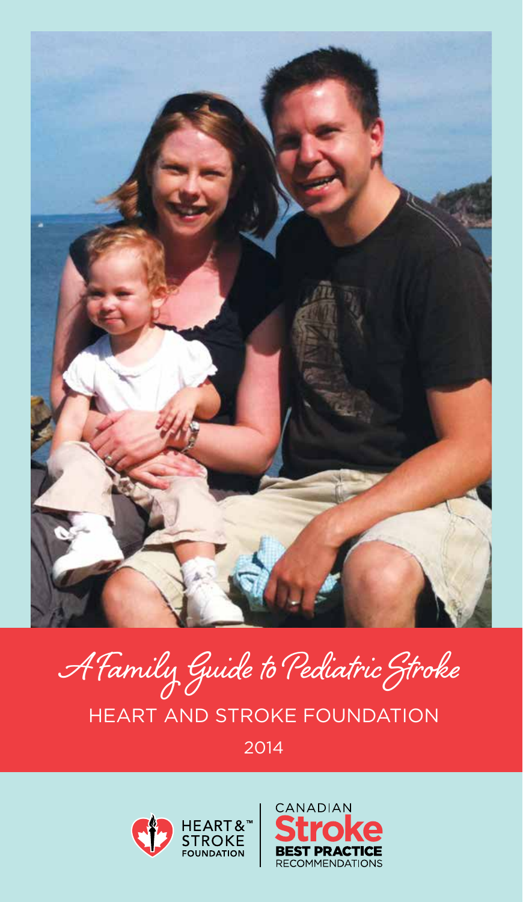# A Family Guide to Pediatric Stroke

HEART AND STROKE FOUNDATION

2014

HEART & STROKE FOUNDATION

CANADIAN Stroke BEST PRACTICE RECOMMENDATIONS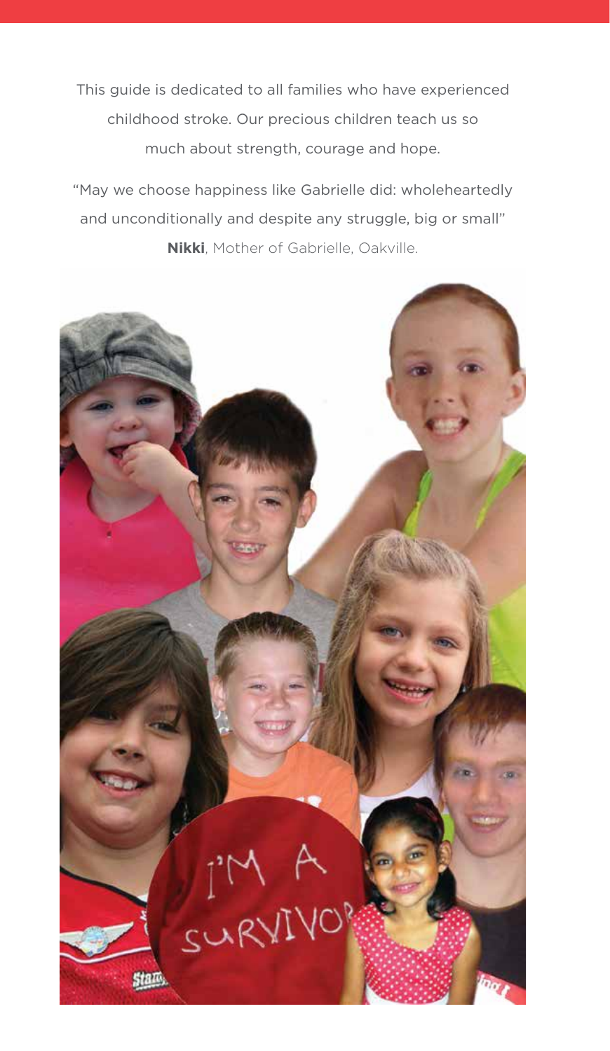This guide is dedicated to all families who have experienced childhood stroke. Our precious children teach us so much about strength, courage and hope.

"May we choose happiness like Gabrielle did: wholeheartedly and unconditionally and despite any struggle, big or small"
**Nikki**, Mother of Gabrielle, Oakville.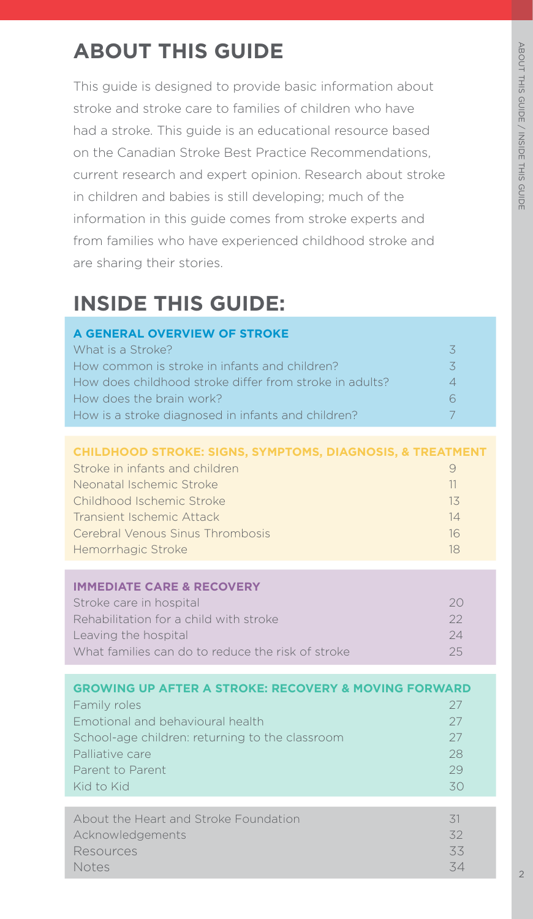## ABOUT THIS GUIDE

This guide is designed to provide basic information about stroke and stroke care to families of children who have had a stroke. This guide is an educational resource based on the Canadian Stroke Best Practice Recommendations, current research and expert opinion. Research about stroke in children and babies is still developing; much of the information in this guide comes from stroke experts and from families who have experienced childhood stroke and are sharing their stories.

## INSIDE THIS GUIDE:

| A GENERAL OVERVIEW OF STROKE | |
|---|---|
| What is a Stroke? | 3 |
| How common is stroke in infants and children? | 3 |
| How does childhood stroke differ from stroke in adults? | 4 |
| How does the brain work? | 6 |
| How is a stroke diagnosed in infants and children? | 7 |

| CHILDHOOD STROKE: SIGNS, SYMPTOMS, DIAGNOSIS, & TREATMENT | |
|---|---|
| Stroke in infants and children | 9 |
| Neonatal Ischemic Stroke | 11 |
| Childhood Ischemic Stroke | 13 |
| Transient Ischemic Attack | 14 |
| Cerebral Venous Sinus Thrombosis | 16 |
| Hemorrhagic Stroke | 18 |

| IMMEDIATE CARE & RECOVERY | |
|---|---|
| Stroke care in hospital | 20 |
| Rehabilitation for a child with stroke | 22 |
| Leaving the hospital | 24 |
| What families can do to reduce the risk of stroke | 25 |

| GROWING UP AFTER A STROKE: RECOVERY & MOVING FORWARD | |
|---|---|
| Family roles | 27 |
| Emotional and behavioural health | 27 |
| School-age children: returning to the classroom | 27 |
| Palliative care | 28 |
| Parent to Parent | 29 |
| Kid to Kid | 30 |

| | |
|---|---|
| About the Heart and Stroke Foundation | 31 |
| Acknowledgements | 32 |
| Resources | 33 |
| Notes | 34 |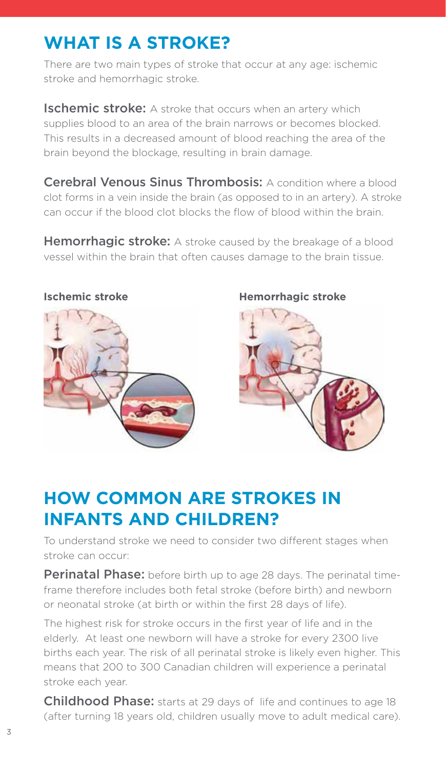## WHAT IS A STROKE?

There are two main types of stroke that occur at any age: ischemic stroke and hemorrhagic stroke.

**Ischemic stroke:** A stroke that occurs when an artery which supplies blood to an area of the brain narrows or becomes blocked. This results in a decreased amount of blood reaching the area of the brain beyond the blockage, resulting in brain damage.

**Cerebral Venous Sinus Thrombosis:** A condition where a blood clot forms in a vein inside the brain (as opposed to in an artery). A stroke can occur if the blood clot blocks the flow of blood within the brain.

**Hemorrhagic stroke:** A stroke caused by the breakage of a blood vessel within the brain that often causes damage to the brain tissue.

**Ischemic stroke**

**Hemorrhagic stroke**

## HOW COMMON ARE STROKES IN INFANTS AND CHILDREN?

To understand stroke we need to consider two different stages when stroke can occur:

**Perinatal Phase:** before birth up to age 28 days. The perinatal timeframe therefore includes both fetal stroke (before birth) and newborn or neonatal stroke (at birth or within the first 28 days of life).

The highest risk for stroke occurs in the first year of life and in the elderly. At least one newborn will have a stroke for every 2300 live births each year. The risk of all perinatal stroke is likely even higher. This means that 200 to 300 Canadian children will experience a perinatal stroke each year.

**Childhood Phase:** starts at 29 days of life and continues to age 18 (after turning 18 years old, children usually move to adult medical care).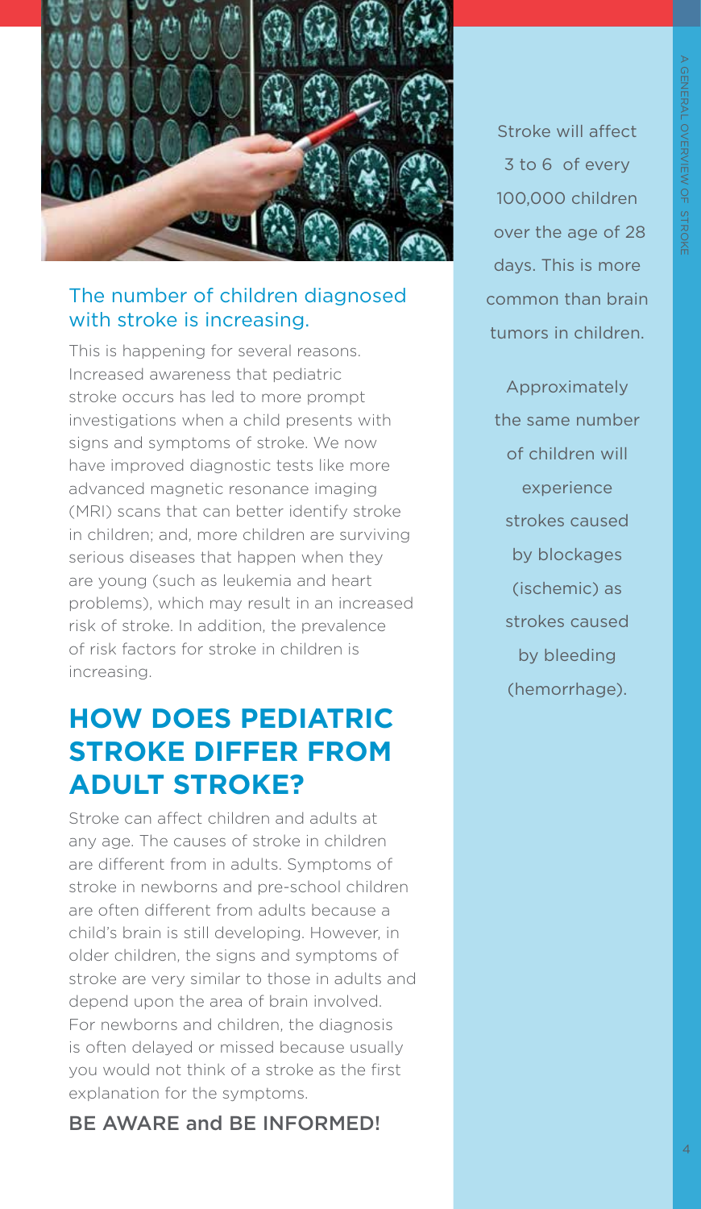### The number of children diagnosed with stroke is increasing.

This is happening for several reasons. Increased awareness that pediatric stroke occurs has led to more prompt investigations when a child presents with signs and symptoms of stroke. We now have improved diagnostic tests like more advanced magnetic resonance imaging (MRI) scans that can better identify stroke in children; and, more children are surviving serious diseases that happen when they are young (such as leukemia and heart problems), which may result in an increased risk of stroke. In addition, the prevalence of risk factors for stroke in children is increasing.

## HOW DOES PEDIATRIC STROKE DIFFER FROM ADULT STROKE?

Stroke can affect children and adults at any age. The causes of stroke in children are different from in adults. Symptoms of stroke in newborns and pre-school children are often different from adults because a child's brain is still developing. However, in older children, the signs and symptoms of stroke are very similar to those in adults and depend upon the area of brain involved. For newborns and children, the diagnosis is often delayed or missed because usually you would not think of a stroke as the first explanation for the symptoms.

BE AWARE and BE INFORMED!

Stroke will affect 3 to 6 of every 100,000 children over the age of 28 days. This is more common than brain tumors in children.

Approximately the same number of children will experience strokes caused by blockages (ischemic) as strokes caused by bleeding (hemorrhage).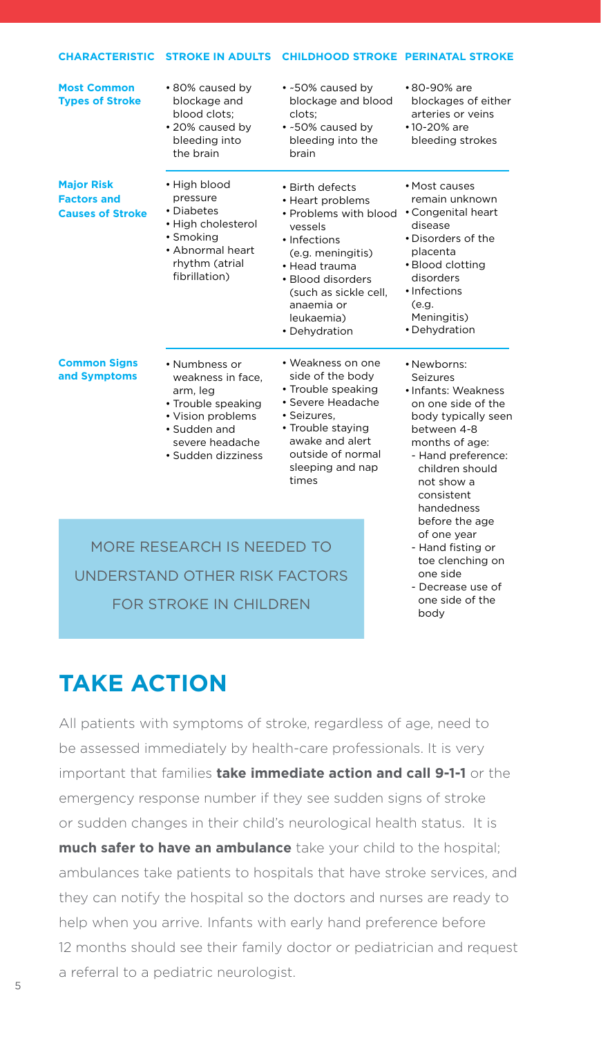| CHARACTERISTIC | STROKE IN ADULTS | CHILDHOOD STROKE | PERINATAL STROKE |
|---|---|---|---|
| **Most Common Types of Stroke** | • 80% caused by blockage and blood clots;<br>• 20% caused by bleeding into the brain | • ~50% caused by blockage and blood clots;<br>• ~50% caused by bleeding into the brain | • 80-90% are blockages of either arteries or veins<br>• 10-20% are bleeding strokes |
| **Major Risk Factors and Causes of Stroke** | • High blood pressure<br>• Diabetes<br>• High cholesterol<br>• Smoking<br>• Abnormal heart rhythm (atrial fibrillation) | • Birth defects<br>• Heart problems<br>• Problems with blood vessels<br>• Infections (e.g. meningitis)<br>• Head trauma<br>• Blood disorders (such as sickle cell, anaemia or leukaemia)<br>• Dehydration | • Most causes remain unknown<br>• Congenital heart disease<br>• Disorders of the placenta<br>• Blood clotting disorders<br>• Infections (e.g. Meningitis)<br>• Dehydration |
| **Common Signs and Symptoms** | • Numbness or weakness in face, arm, leg<br>• Trouble speaking<br>• Vision problems<br>• Sudden and severe headache<br>• Sudden dizziness | • Weakness on one side of the body<br>• Trouble speaking<br>• Severe Headache<br>• Seizures,<br>• Trouble staying awake and alert outside of normal sleeping and nap times | • Newborns: Seizures<br>• Infants: Weakness on one side of the body typically seen between 4-8 months of age:<br>- Hand preference: children should not show a consistent handedness before the age of one year<br>- Hand fisting or toe clenching on one side<br>- Decrease use of one side of the body |

MORE RESEARCH IS NEEDED TO UNDERSTAND OTHER RISK FACTORS FOR STROKE IN CHILDREN

## TAKE ACTION

All patients with symptoms of stroke, regardless of age, need to be assessed immediately by health-care professionals. It is very important that families **take immediate action and call 9-1-1** or the emergency response number if they see sudden signs of stroke or sudden changes in their child's neurological health status. It is **much safer to have an ambulance** take your child to the hospital; ambulances take patients to hospitals that have stroke services, and they can notify the hospital so the doctors and nurses are ready to help when you arrive. Infants with early hand preference before 12 months should see their family doctor or pediatrician and request a referral to a pediatric neurologist.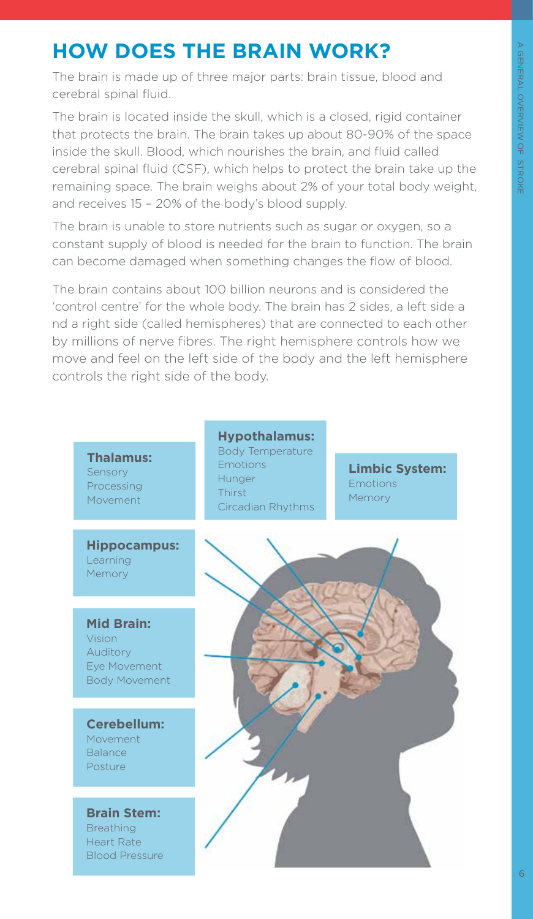# HOW DOES THE BRAIN WORK?

The brain is made up of three major parts: brain tissue, blood and cerebral spinal fluid.

The brain is located inside the skull, which is a closed, rigid container that protects the brain. The brain takes up about 80-90% of the space inside the skull. Blood, which nourishes the brain, and fluid called cerebral spinal fluid (CSF), which helps to protect the brain take up the remaining space. The brain weighs about 2% of your total body weight, and receives 15 – 20% of the body's blood supply.

The brain is unable to store nutrients such as sugar or oxygen, so a constant supply of blood is needed for the brain to function. The brain can become damaged when something changes the flow of blood.

The brain contains about 100 billion neurons and is considered the 'control centre' for the whole body. The brain has 2 sides, a left side a nd a right side (called hemispheres) that are connected to each other by millions of nerve fibres. The right hemisphere controls how we move and feel on the left side of the body and the left hemisphere controls the right side of the body.

**Thalamus:**
Sensory
Processing
Movement

**Hypothalamus:**
Body Temperature
Emotions
Hunger
Thirst
Circadian Rhythms

**Limbic System:**
Emotions
Memory

**Hippocampus:**
Learning
Memory

**Mid Brain:**
Vision
Auditory
Eye Movement
Body Movement

**Cerebellum:**
Movement
Balance
Posture

**Brain Stem:**
Breathing
Heart Rate
Blood Pressure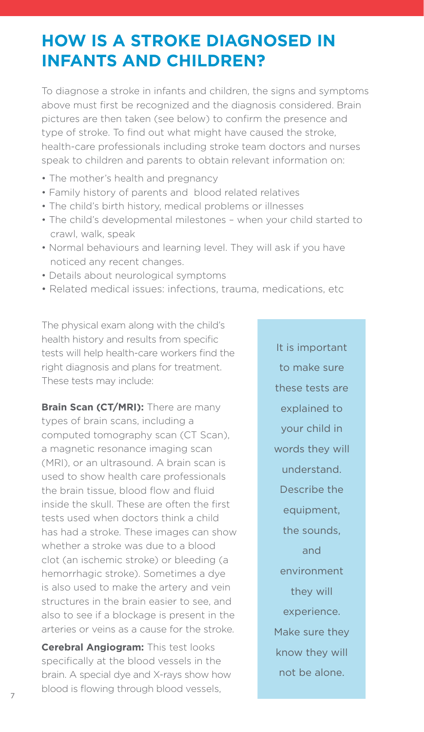# HOW IS A STROKE DIAGNOSED IN INFANTS AND CHILDREN?

To diagnose a stroke in infants and children, the signs and symptoms above must first be recognized and the diagnosis considered. Brain pictures are then taken (see below) to confirm the presence and type of stroke. To find out what might have caused the stroke, health-care professionals including stroke team doctors and nurses speak to children and parents to obtain relevant information on:

- The mother's health and pregnancy
- Family history of parents and blood related relatives
- The child's birth history, medical problems or illnesses
- The child's developmental milestones – when your child started to crawl, walk, speak
- Normal behaviours and learning level. They will ask if you have noticed any recent changes.
- Details about neurological symptoms
- Related medical issues: infections, trauma, medications, etc

The physical exam along with the child's health history and results from specific tests will help health-care workers find the right diagnosis and plans for treatment. These tests may include:

**Brain Scan (CT/MRI):** There are many types of brain scans, including a computed tomography scan (CT Scan), a magnetic resonance imaging scan (MRI), or an ultrasound. A brain scan is used to show health care professionals the brain tissue, blood flow and fluid inside the skull. These are often the first tests used when doctors think a child has had a stroke. These images can show whether a stroke was due to a blood clot (an ischemic stroke) or bleeding (a hemorrhagic stroke). Sometimes a dye is also used to make the artery and vein structures in the brain easier to see, and also to see if a blockage is present in the arteries or veins as a cause for the stroke.

**Cerebral Angiogram:** This test looks specifically at the blood vessels in the brain. A special dye and X-rays show how blood is flowing through blood vessels,

> It is important to make sure these tests are explained to your child in words they will understand. Describe the equipment, the sounds, and environment they will experience. Make sure they know they will not be alone.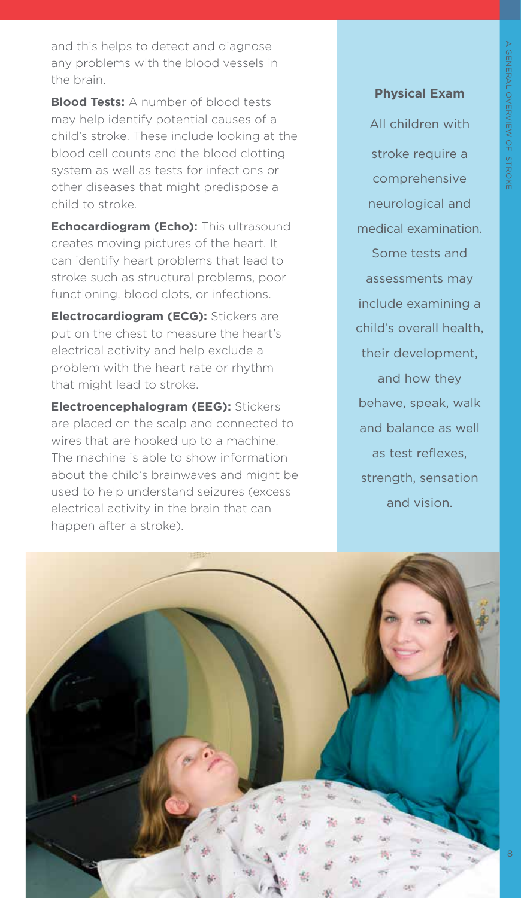and this helps to detect and diagnose any problems with the blood vessels in the brain.

**Blood Tests:** A number of blood tests may help identify potential causes of a child's stroke. These include looking at the blood cell counts and the blood clotting system as well as tests for infections or other diseases that might predispose a child to stroke.

**Echocardiogram (Echo):** This ultrasound creates moving pictures of the heart. It can identify heart problems that lead to stroke such as structural problems, poor functioning, blood clots, or infections.

**Electrocardiogram (ECG):** Stickers are put on the chest to measure the heart's electrical activity and help exclude a problem with the heart rate or rhythm that might lead to stroke.

**Electroencephalogram (EEG):** Stickers are placed on the scalp and connected to wires that are hooked up to a machine. The machine is able to show information about the child's brainwaves and might be used to help understand seizures (excess electrical activity in the brain that can happen after a stroke).

**Physical Exam**

All children with stroke require a comprehensive neurological and medical examination. Some tests and assessments may include examining a child's overall health, their development, and how they behave, speak, walk and balance as well as test reflexes, strength, sensation and vision.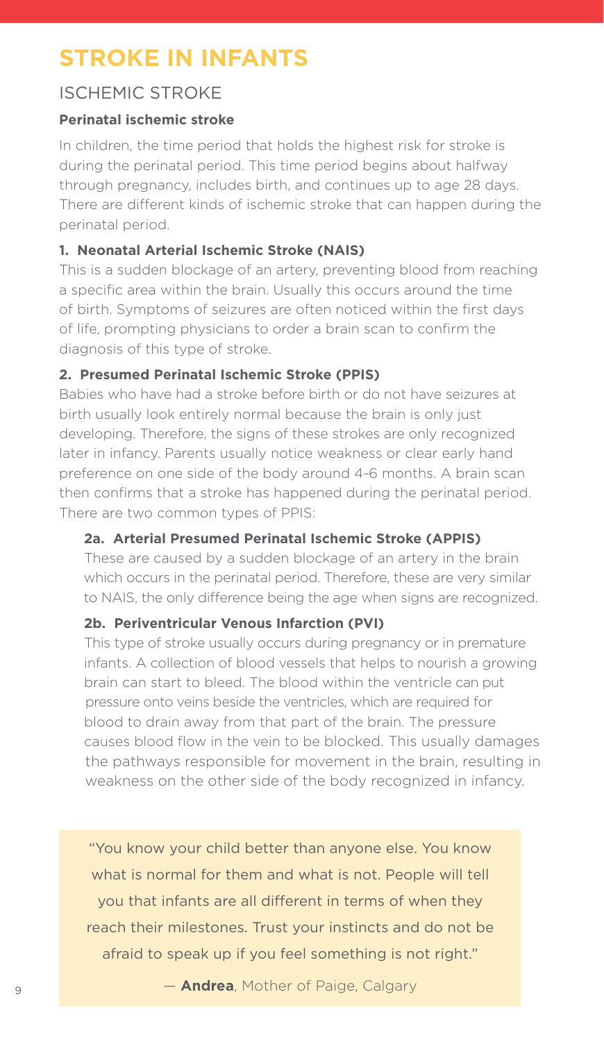# STROKE IN INFANTS

## ISCHEMIC STROKE

### Perinatal ischemic stroke

In children, the time period that holds the highest risk for stroke is during the perinatal period. This time period begins about halfway through pregnancy, includes birth, and continues up to age 28 days. There are different kinds of ischemic stroke that can happen during the perinatal period.

#### 1. Neonatal Arterial Ischemic Stroke (NAIS)

This is a sudden blockage of an artery, preventing blood from reaching a specific area within the brain. Usually this occurs around the time of birth. Symptoms of seizures are often noticed within the first days of life, prompting physicians to order a brain scan to confirm the diagnosis of this type of stroke.

#### 2. Presumed Perinatal Ischemic Stroke (PPIS)

Babies who have had a stroke before birth or do not have seizures at birth usually look entirely normal because the brain is only just developing. Therefore, the signs of these strokes are only recognized later in infancy. Parents usually notice weakness or clear early hand preference on one side of the body around 4-6 months. A brain scan then confirms that a stroke has happened during the perinatal period. There are two common types of PPIS:

**2a. Arterial Presumed Perinatal Ischemic Stroke (APPIS)**

These are caused by a sudden blockage of an artery in the brain which occurs in the perinatal period. Therefore, these are very similar to NAIS, the only difference being the age when signs are recognized.

**2b. Periventricular Venous Infarction (PVI)**

This type of stroke usually occurs during pregnancy or in premature infants. A collection of blood vessels that helps to nourish a growing brain can start to bleed. The blood within the ventricle can put pressure onto veins beside the ventricles, which are required for blood to drain away from that part of the brain. The pressure causes blood flow in the vein to be blocked. This usually damages the pathways responsible for movement in the brain, resulting in weakness on the other side of the body recognized in infancy.

> "You know your child better than anyone else. You know what is normal for them and what is not. People will tell you that infants are all different in terms of when they reach their milestones. Trust your instincts and do not be afraid to speak up if you feel something is not right."
>
> — **Andrea**, Mother of Paige, Calgary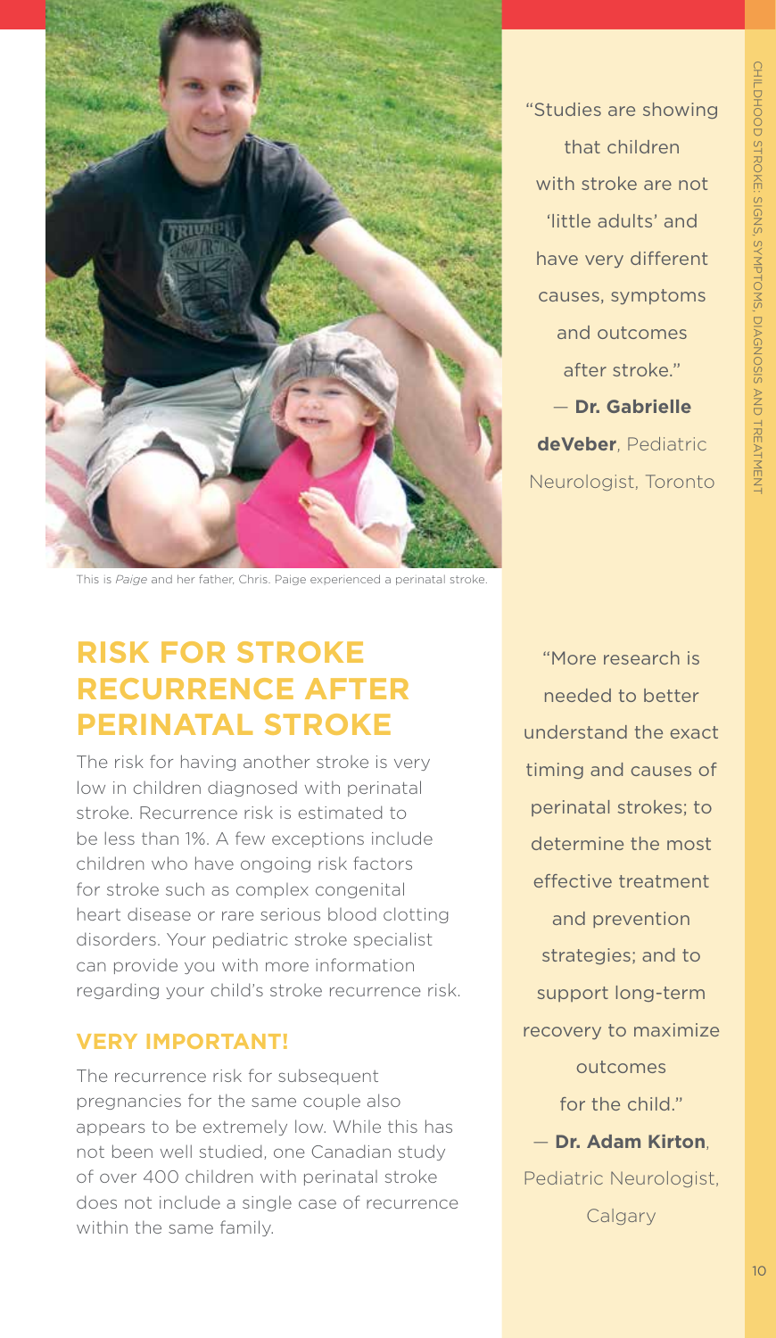This is *Paige* and her father, Chris. Paige experienced a perinatal stroke.

> "Studies are showing that children with stroke are not 'little adults' and have very different causes, symptoms and outcomes after stroke."
> — **Dr. Gabrielle deVeber**, Pediatric Neurologist, Toronto

## RISK FOR STROKE RECURRENCE AFTER PERINATAL STROKE

The risk for having another stroke is very low in children diagnosed with perinatal stroke. Recurrence risk is estimated to be less than 1%. A few exceptions include children who have ongoing risk factors for stroke such as complex congenital heart disease or rare serious blood clotting disorders. Your pediatric stroke specialist can provide you with more information regarding your child's stroke recurrence risk.

### VERY IMPORTANT!

The recurrence risk for subsequent pregnancies for the same couple also appears to be extremely low. While this has not been well studied, one Canadian study of over 400 children with perinatal stroke does not include a single case of recurrence within the same family.

> "More research is needed to better understand the exact timing and causes of perinatal strokes; to determine the most effective treatment and prevention strategies; and to support long-term recovery to maximize outcomes for the child."
> — **Dr. Adam Kirton**, Pediatric Neurologist, Calgary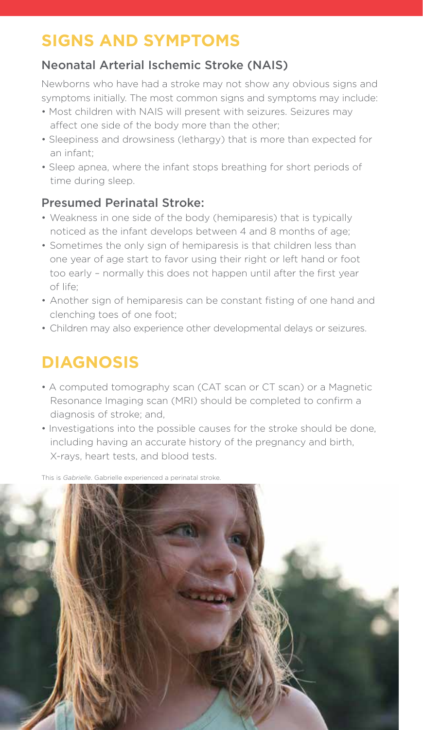# SIGNS AND SYMPTOMS

## Neonatal Arterial Ischemic Stroke (NAIS)

Newborns who have had a stroke may not show any obvious signs and symptoms initially. The most common signs and symptoms may include:

- Most children with NAIS will present with seizures. Seizures may affect one side of the body more than the other;
- Sleepiness and drowsiness (lethargy) that is more than expected for an infant;
- Sleep apnea, where the infant stops breathing for short periods of time during sleep.

## Presumed Perinatal Stroke:

- Weakness in one side of the body (hemiparesis) that is typically noticed as the infant develops between 4 and 8 months of age;
- Sometimes the only sign of hemiparesis is that children less than one year of age start to favor using their right or left hand or foot too early – normally this does not happen until after the first year of life;
- Another sign of hemiparesis can be constant fisting of one hand and clenching toes of one foot;
- Children may also experience other developmental delays or seizures.

# DIAGNOSIS

- A computed tomography scan (CAT scan or CT scan) or a Magnetic Resonance Imaging scan (MRI) should be completed to confirm a diagnosis of stroke; and,
- Investigations into the possible causes for the stroke should be done, including having an accurate history of the pregnancy and birth, X-rays, heart tests, and blood tests.

This is *Gabrielle*. Gabrielle experienced a perinatal stroke.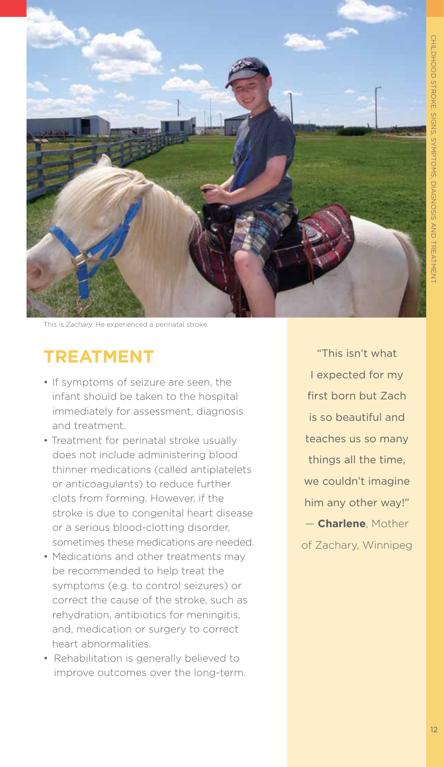This is *Zachary*. He experienced a perinatal stroke.

## TREATMENT

- If symptoms of seizure are seen, the infant should be taken to the hospital immediately for assessment, diagnosis and treatment.
- Treatment for perinatal stroke usually does not include administering blood thinner medications (called antiplatelets or anticoagulants) to reduce further clots from forming. However, if the stroke is due to congenital heart disease or a serious blood-clotting disorder, sometimes these medications are needed.
- Medications and other treatments may be recommended to help treat the symptoms (e.g. to control seizures) or correct the cause of the stroke, such as rehydration, antibiotics for meningitis, and, medication or surgery to correct heart abnormalities.
- Rehabilitation is generally believed to improve outcomes over the long-term.

"This isn't what I expected for my first born but Zach is so beautiful and teaches us so many things all the time, we couldn't imagine him any other way!"
— **Charlene**, Mother of Zachary, Winnipeg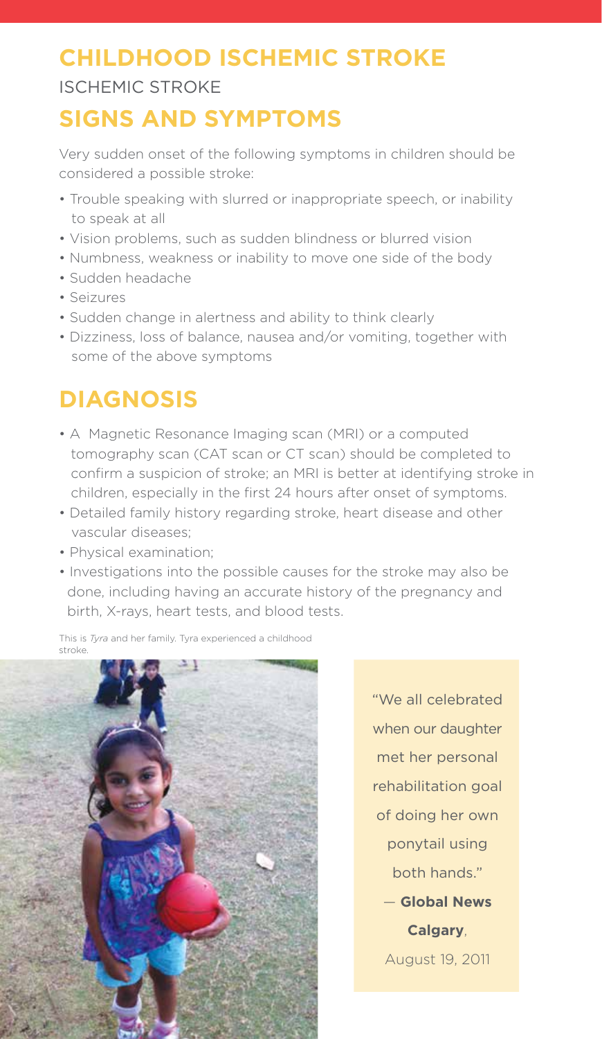# CHILDHOOD ISCHEMIC STROKE

ISCHEMIC STROKE

## SIGNS AND SYMPTOMS

Very sudden onset of the following symptoms in children should be considered a possible stroke:

- Trouble speaking with slurred or inappropriate speech, or inability to speak at all
- Vision problems, such as sudden blindness or blurred vision
- Numbness, weakness or inability to move one side of the body
- Sudden headache
- Seizures
- Sudden change in alertness and ability to think clearly
- Dizziness, loss of balance, nausea and/or vomiting, together with some of the above symptoms

## DIAGNOSIS

- A Magnetic Resonance Imaging scan (MRI) or a computed tomography scan (CAT scan or CT scan) should be completed to confirm a suspicion of stroke; an MRI is better at identifying stroke in children, especially in the first 24 hours after onset of symptoms.
- Detailed family history regarding stroke, heart disease and other vascular diseases;
- Physical examination;
- Investigations into the possible causes for the stroke may also be done, including having an accurate history of the pregnancy and birth, X-rays, heart tests, and blood tests.

This is *Tyra* and her family. Tyra experienced a childhood stroke.

"We all celebrated when our daughter met her personal rehabilitation goal of doing her own ponytail using both hands."
— **Global News Calgary**, August 19, 2011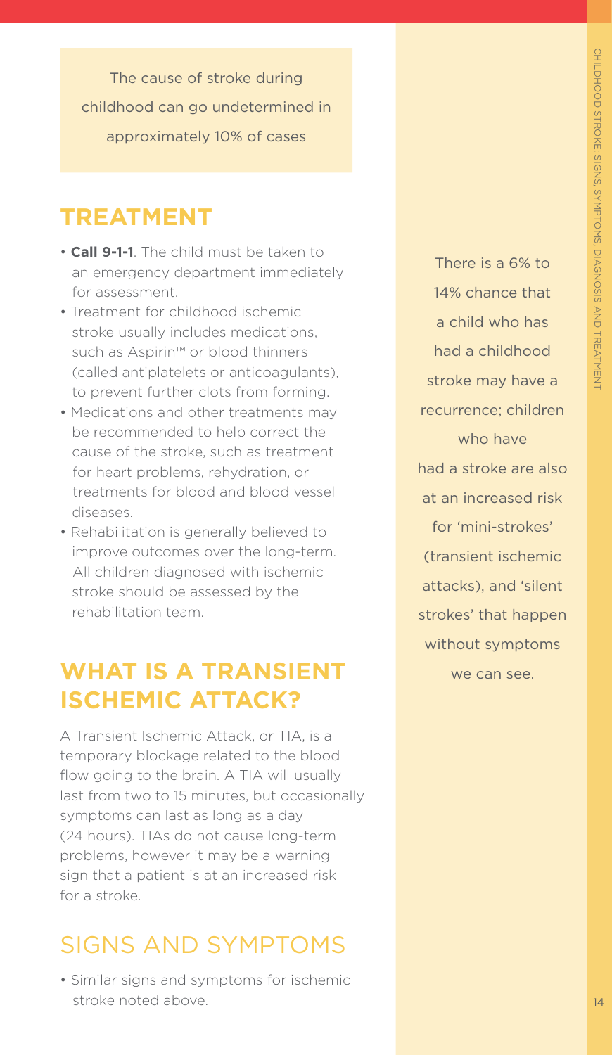The cause of stroke during childhood can go undetermined in approximately 10% of cases

## TREATMENT

- **Call 9-1-1**. The child must be taken to an emergency department immediately for assessment.
- Treatment for childhood ischemic stroke usually includes medications, such as Aspirin™ or blood thinners (called antiplatelets or anticoagulants), to prevent further clots from forming.
- Medications and other treatments may be recommended to help correct the cause of the stroke, such as treatment for heart problems, rehydration, or treatments for blood and blood vessel diseases.
- Rehabilitation is generally believed to improve outcomes over the long-term. All children diagnosed with ischemic stroke should be assessed by the rehabilitation team.

There is a 6% to 14% chance that a child who has had a childhood stroke may have a recurrence; children who have had a stroke are also at an increased risk for 'mini-strokes' (transient ischemic attacks), and 'silent strokes' that happen without symptoms we can see.

## WHAT IS A TRANSIENT ISCHEMIC ATTACK?

A Transient Ischemic Attack, or TIA, is a temporary blockage related to the blood flow going to the brain. A TIA will usually last from two to 15 minutes, but occasionally symptoms can last as long as a day (24 hours). TIAs do not cause long-term problems, however it may be a warning sign that a patient is at an increased risk for a stroke.

### SIGNS AND SYMPTOMS

- Similar signs and symptoms for ischemic stroke noted above.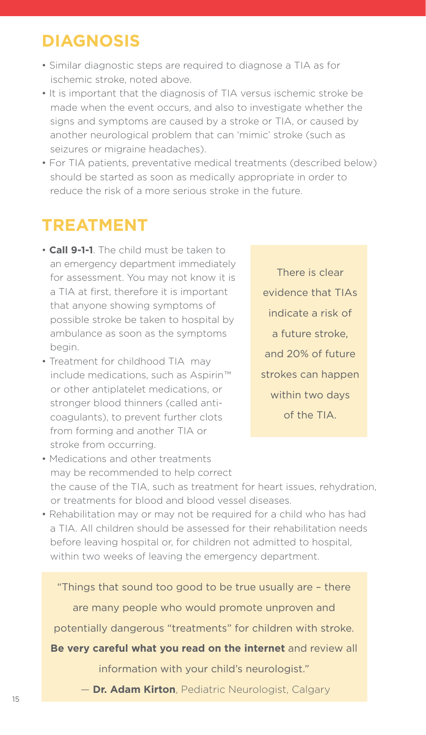## DIAGNOSIS

- Similar diagnostic steps are required to diagnose a TIA as for ischemic stroke, noted above.
- It is important that the diagnosis of TIA versus ischemic stroke be made when the event occurs, and also to investigate whether the signs and symptoms are caused by a stroke or TIA, or caused by another neurological problem that can 'mimic' stroke (such as seizures or migraine headaches).
- For TIA patients, preventative medical treatments (described below) should be started as soon as medically appropriate in order to reduce the risk of a more serious stroke in the future.

## TREATMENT

- **Call 9-1-1**. The child must be taken to an emergency department immediately for assessment. You may not know it is a TIA at first, therefore it is important that anyone showing symptoms of possible stroke be taken to hospital by ambulance as soon as the symptoms begin.
- Treatment for childhood TIA may include medications, such as Aspirin™ or other antiplatelet medications, or stronger blood thinners (called anti-coagulants), to prevent further clots from forming and another TIA or stroke from occurring.
- Medications and other treatments may be recommended to help correct the cause of the TIA, such as treatment for heart issues, rehydration, or treatments for blood and blood vessel diseases.
- Rehabilitation may or may not be required for a child who has had a TIA. All children should be assessed for their rehabilitation needs before leaving hospital or, for children not admitted to hospital, within two weeks of leaving the emergency department.

> There is clear evidence that TIAs indicate a risk of a future stroke, and 20% of future strokes can happen within two days of the TIA.

> "Things that sound too good to be true usually are – there are many people who would promote unproven and potentially dangerous "treatments" for children with stroke. **Be very careful what you read on the internet** and review all information with your child's neurologist."
>
> — **Dr. Adam Kirton**, Pediatric Neurologist, Calgary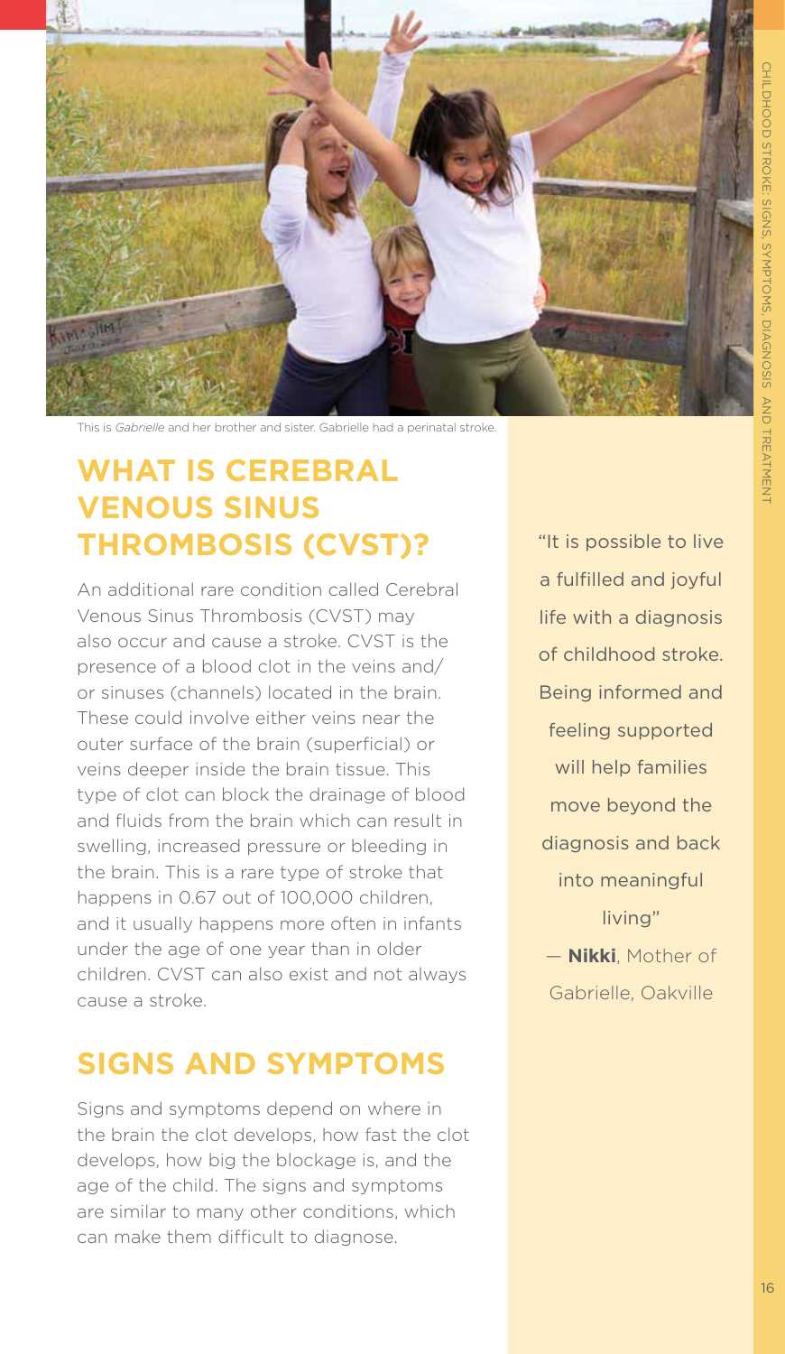This is *Gabrielle* and her brother and sister. Gabrielle had a perinatal stroke.

## WHAT IS CEREBRAL VENOUS SINUS THROMBOSIS (CVST)?

An additional rare condition called Cerebral Venous Sinus Thrombosis (CVST) may also occur and cause a stroke. CVST is the presence of a blood clot in the veins and/or sinuses (channels) located in the brain. These could involve either veins near the outer surface of the brain (superficial) or veins deeper inside the brain tissue. This type of clot can block the drainage of blood and fluids from the brain which can result in swelling, increased pressure or bleeding in the brain. This is a rare type of stroke that happens in 0.67 out of 100,000 children, and it usually happens more often in infants under the age of one year than in older children. CVST can also exist and not always cause a stroke.

"It is possible to live a fulfilled and joyful life with a diagnosis of childhood stroke. Being informed and feeling supported will help families move beyond the diagnosis and back into meaningful living"
— **Nikki**, Mother of Gabrielle, Oakville

## SIGNS AND SYMPTOMS

Signs and symptoms depend on where in the brain the clot develops, how fast the clot develops, how big the blockage is, and the age of the child. The signs and symptoms are similar to many other conditions, which can make them difficult to diagnose.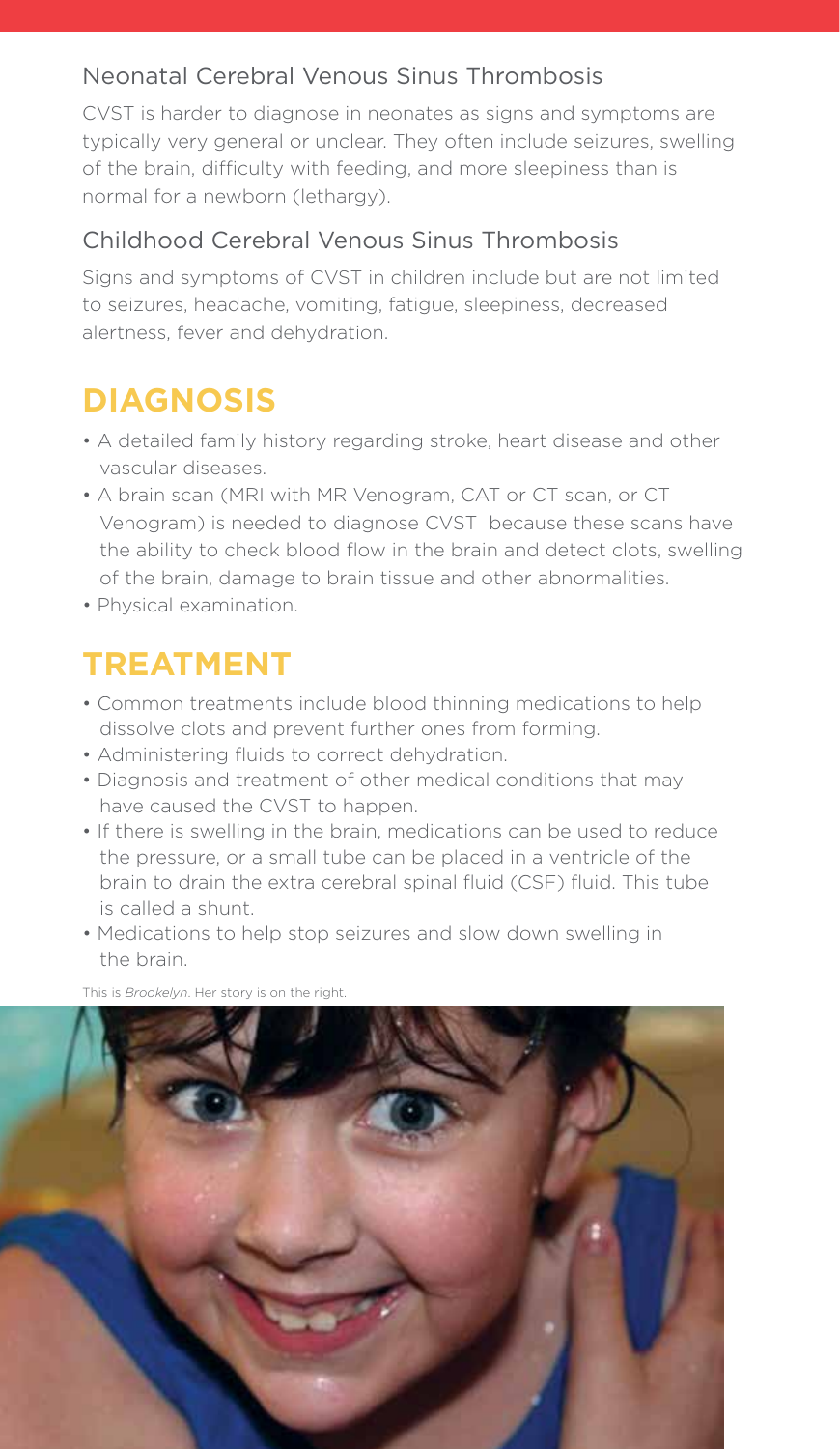### Neonatal Cerebral Venous Sinus Thrombosis

CVST is harder to diagnose in neonates as signs and symptoms are typically very general or unclear. They often include seizures, swelling of the brain, difficulty with feeding, and more sleepiness than is normal for a newborn (lethargy).

### Childhood Cerebral Venous Sinus Thrombosis

Signs and symptoms of CVST in children include but are not limited to seizures, headache, vomiting, fatigue, sleepiness, decreased alertness, fever and dehydration.

## DIAGNOSIS

- A detailed family history regarding stroke, heart disease and other vascular diseases.
- A brain scan (MRI with MR Venogram, CAT or CT scan, or CT Venogram) is needed to diagnose CVST because these scans have the ability to check blood flow in the brain and detect clots, swelling of the brain, damage to brain tissue and other abnormalities.
- Physical examination.

## TREATMENT

- Common treatments include blood thinning medications to help dissolve clots and prevent further ones from forming.
- Administering fluids to correct dehydration.
- Diagnosis and treatment of other medical conditions that may have caused the CVST to happen.
- If there is swelling in the brain, medications can be used to reduce the pressure, or a small tube can be placed in a ventricle of the brain to drain the extra cerebral spinal fluid (CSF) fluid. This tube is called a shunt.
- Medications to help stop seizures and slow down swelling in the brain.

This is *Brookelyn*. Her story is on the right.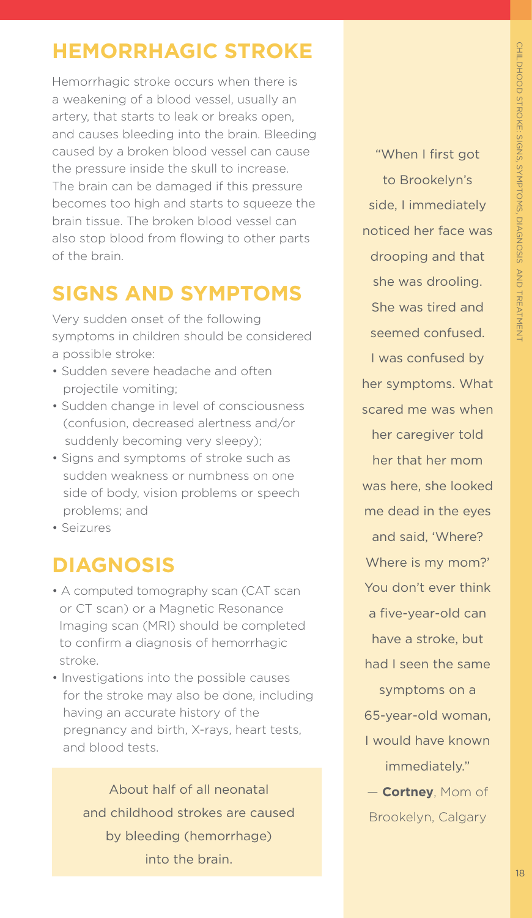## HEMORRHAGIC STROKE

Hemorrhagic stroke occurs when there is a weakening of a blood vessel, usually an artery, that starts to leak or breaks open, and causes bleeding into the brain. Bleeding caused by a broken blood vessel can cause the pressure inside the skull to increase. The brain can be damaged if this pressure becomes too high and starts to squeeze the brain tissue. The broken blood vessel can also stop blood from flowing to other parts of the brain.

## SIGNS AND SYMPTOMS

Very sudden onset of the following symptoms in children should be considered a possible stroke:

- Sudden severe headache and often projectile vomiting;
- Sudden change in level of consciousness (confusion, decreased alertness and/or suddenly becoming very sleepy);
- Signs and symptoms of stroke such as sudden weakness or numbness on one side of body, vision problems or speech problems; and
- Seizures

## DIAGNOSIS

- A computed tomography scan (CAT scan or CT scan) or a Magnetic Resonance Imaging scan (MRI) should be completed to confirm a diagnosis of hemorrhagic stroke.
- Investigations into the possible causes for the stroke may also be done, including having an accurate history of the pregnancy and birth, X-rays, heart tests, and blood tests.

About half of all neonatal and childhood strokes are caused by bleeding (hemorrhage) into the brain.

"When I first got to Brookelyn's side, I immediately noticed her face was drooping and that she was drooling. She was tired and seemed confused. I was confused by her symptoms. What scared me was when her caregiver told her that her mom was here, she looked me dead in the eyes and said, 'Where? Where is my mom?' You don't ever think a five-year-old can have a stroke, but had I seen the same symptoms on a 65-year-old woman, I would have known immediately."

— **Cortney**, Mom of Brookelyn, Calgary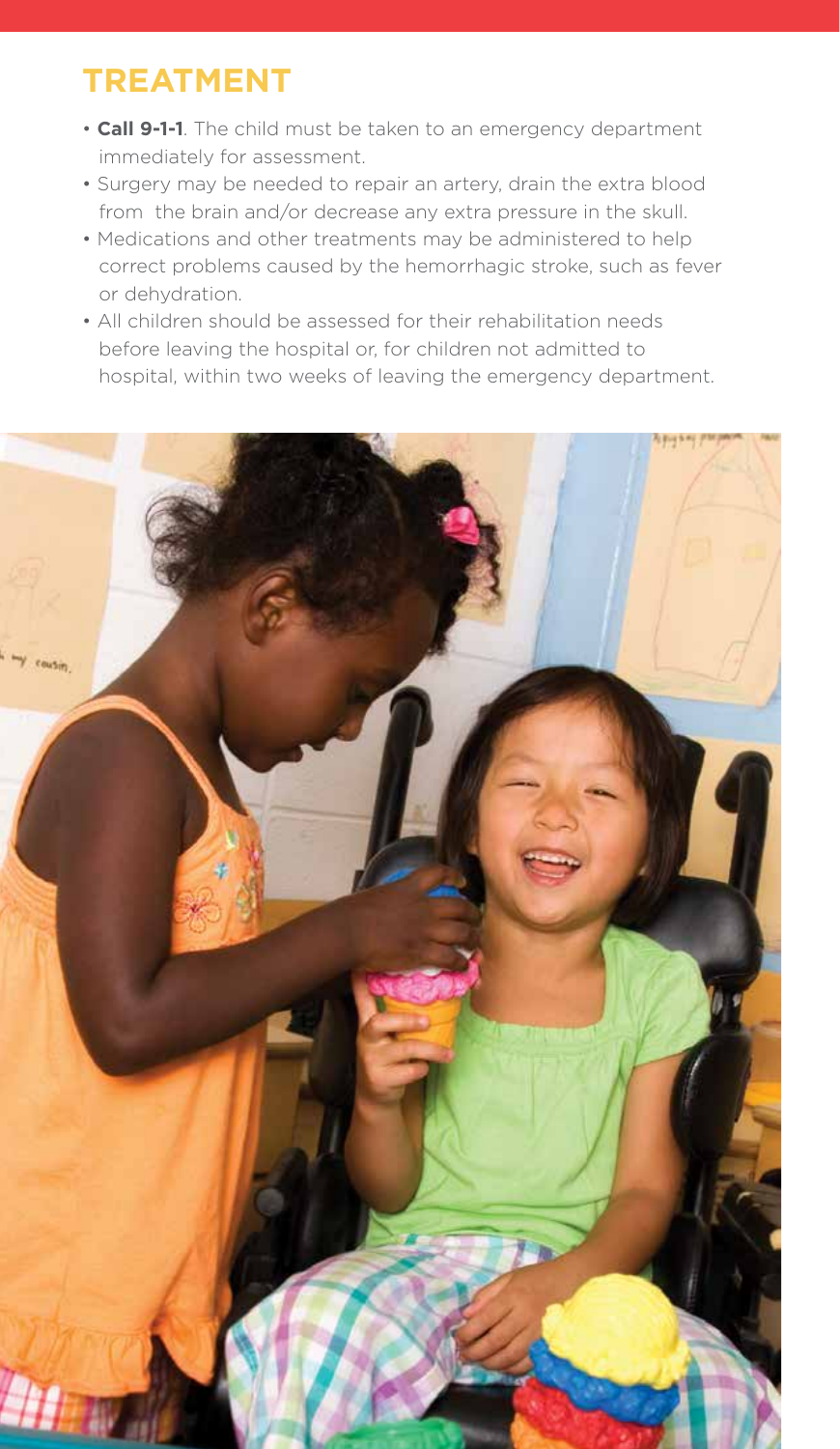## TREATMENT

- **Call 9-1-1**. The child must be taken to an emergency department immediately for assessment.
- Surgery may be needed to repair an artery, drain the extra blood from the brain and/or decrease any extra pressure in the skull.
- Medications and other treatments may be administered to help correct problems caused by the hemorrhagic stroke, such as fever or dehydration.
- All children should be assessed for their rehabilitation needs before leaving the hospital or, for children not admitted to hospital, within two weeks of leaving the emergency department.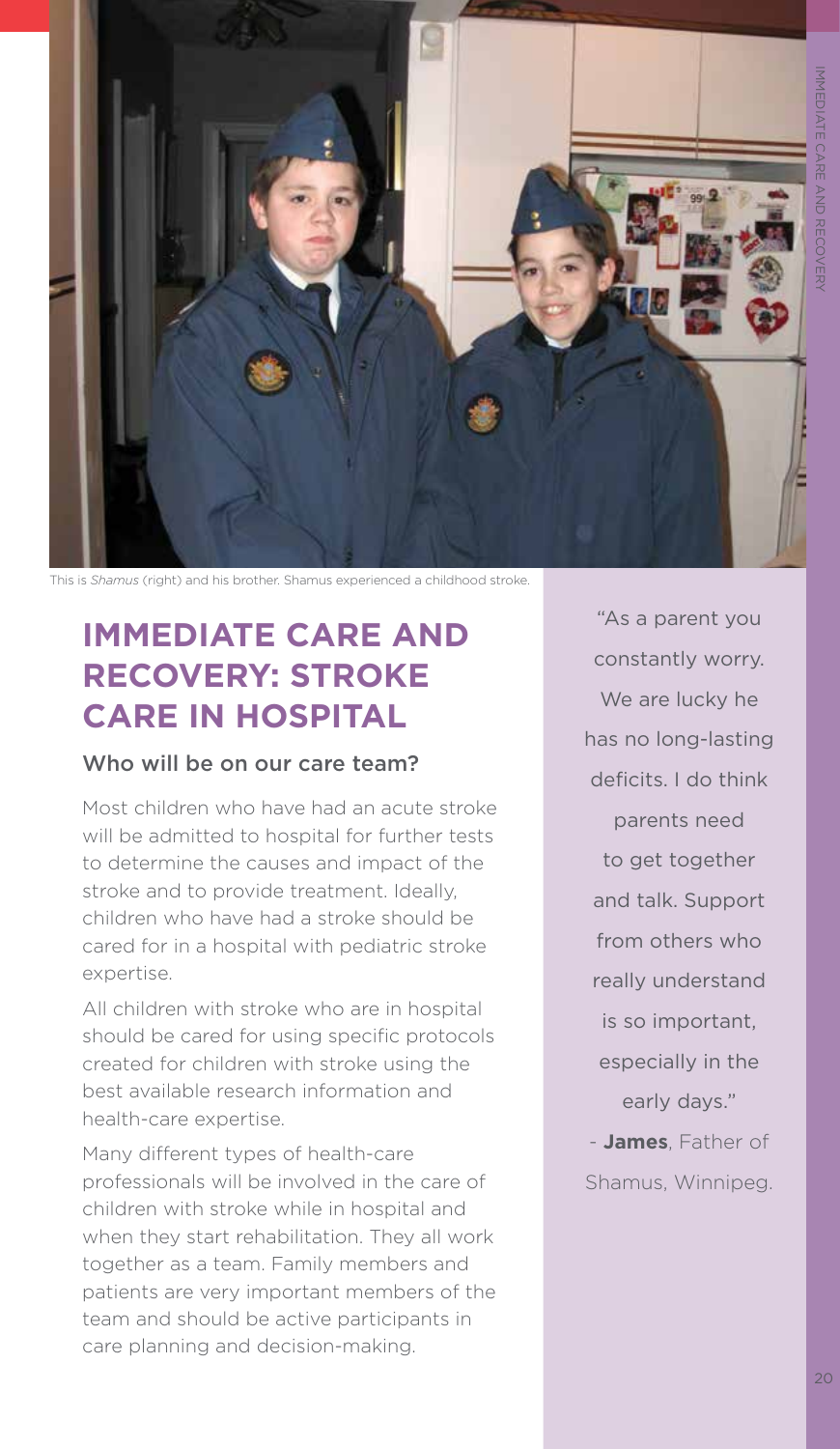This is *Shamus* (right) and his brother. Shamus experienced a childhood stroke.

# IMMEDIATE CARE AND RECOVERY: STROKE CARE IN HOSPITAL

## Who will be on our care team?

Most children who have had an acute stroke will be admitted to hospital for further tests to determine the causes and impact of the stroke and to provide treatment. Ideally, children who have had a stroke should be cared for in a hospital with pediatric stroke expertise.

All children with stroke who are in hospital should be cared for using specific protocols created for children with stroke using the best available research information and health-care expertise.

Many different types of health-care professionals will be involved in the care of children with stroke while in hospital and when they start rehabilitation. They all work together as a team. Family members and patients are very important members of the team and should be active participants in care planning and decision-making.

"As a parent you constantly worry. We are lucky he has no long-lasting deficits. I do think parents need to get together and talk. Support from others who really understand is so important, especially in the early days."

\- **James**, Father of Shamus, Winnipeg.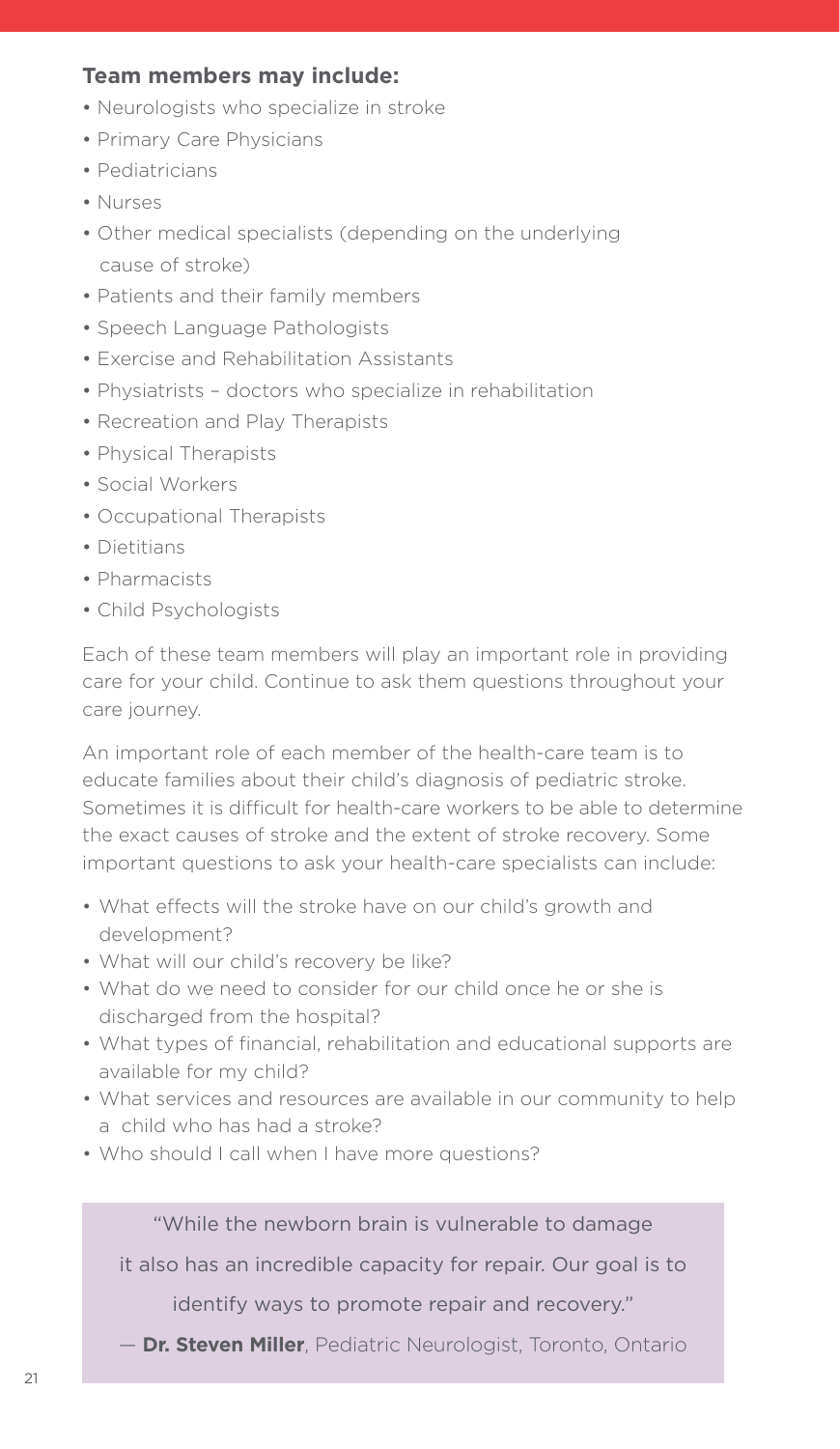**Team members may include:**

- Neurologists who specialize in stroke
- Primary Care Physicians
- Pediatricians
- Nurses
- Other medical specialists (depending on the underlying cause of stroke)
- Patients and their family members
- Speech Language Pathologists
- Exercise and Rehabilitation Assistants
- Physiatrists – doctors who specialize in rehabilitation
- Recreation and Play Therapists
- Physical Therapists
- Social Workers
- Occupational Therapists
- Dietitians
- Pharmacists
- Child Psychologists

Each of these team members will play an important role in providing care for your child. Continue to ask them questions throughout your care journey.

An important role of each member of the health-care team is to educate families about their child's diagnosis of pediatric stroke. Sometimes it is difficult for health-care workers to be able to determine the exact causes of stroke and the extent of stroke recovery. Some important questions to ask your health-care specialists can include:

- What effects will the stroke have on our child's growth and development?
- What will our child's recovery be like?
- What do we need to consider for our child once he or she is discharged from the hospital?
- What types of financial, rehabilitation and educational supports are available for my child?
- What services and resources are available in our community to help a child who has had a stroke?
- Who should I call when I have more questions?

> "While the newborn brain is vulnerable to damage it also has an incredible capacity for repair. Our goal is to identify ways to promote repair and recovery."
>
> — **Dr. Steven Miller**, Pediatric Neurologist, Toronto, Ontario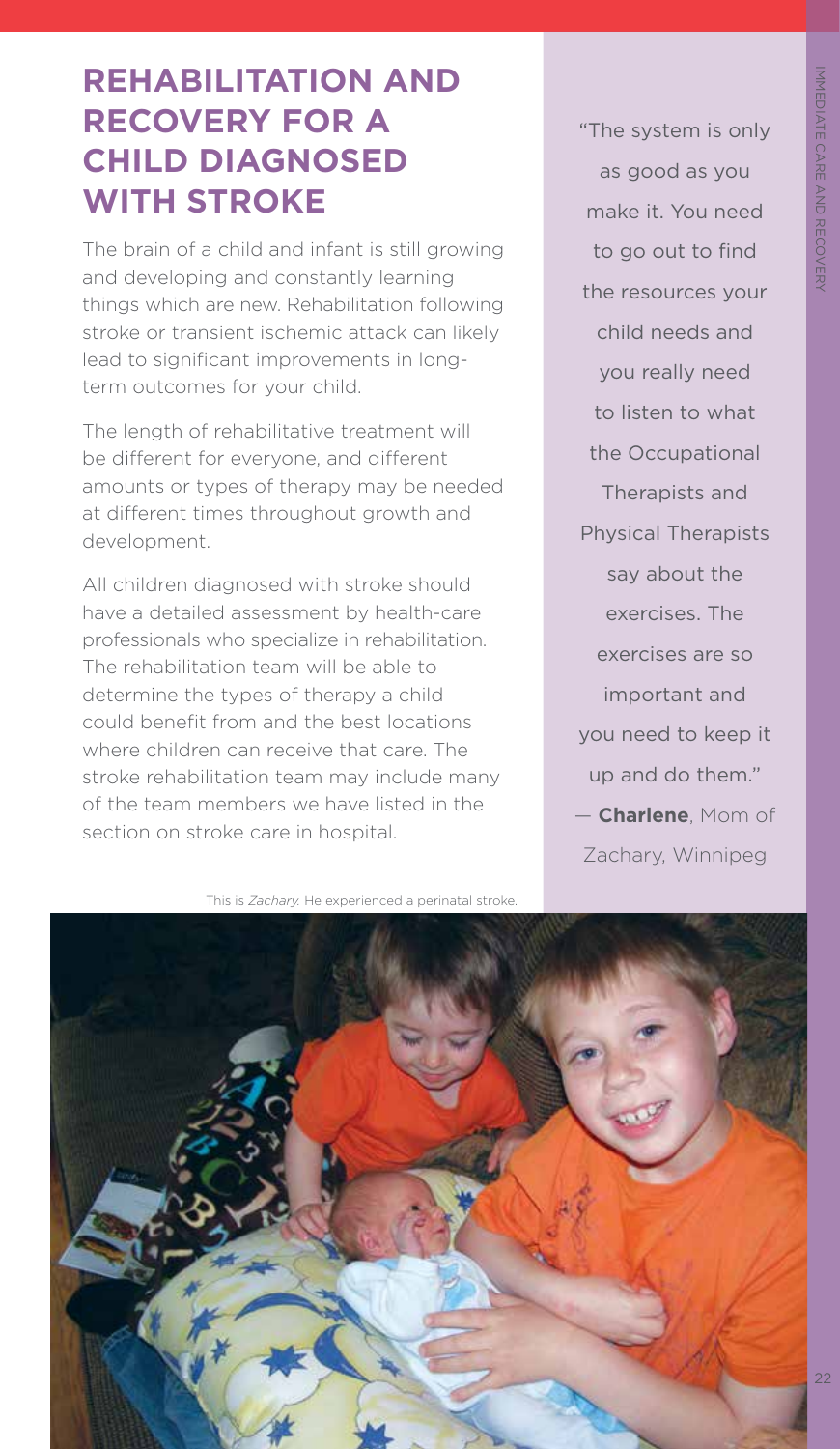# REHABILITATION AND RECOVERY FOR A CHILD DIAGNOSED WITH STROKE

The brain of a child and infant is still growing and developing and constantly learning things which are new. Rehabilitation following stroke or transient ischemic attack can likely lead to significant improvements in long-term outcomes for your child.

The length of rehabilitative treatment will be different for everyone, and different amounts or types of therapy may be needed at different times throughout growth and development.

All children diagnosed with stroke should have a detailed assessment by health-care professionals who specialize in rehabilitation. The rehabilitation team will be able to determine the types of therapy a child could benefit from and the best locations where children can receive that care. The stroke rehabilitation team may include many of the team members we have listed in the section on stroke care in hospital.

"The system is only as good as you make it. You need to go out to find the resources your child needs and you really need to listen to what the Occupational Therapists and Physical Therapists say about the exercises. The exercises are so important and you need to keep it up and do them."
— **Charlene**, Mom of Zachary, Winnipeg

This is *Zachary.* He experienced a perinatal stroke.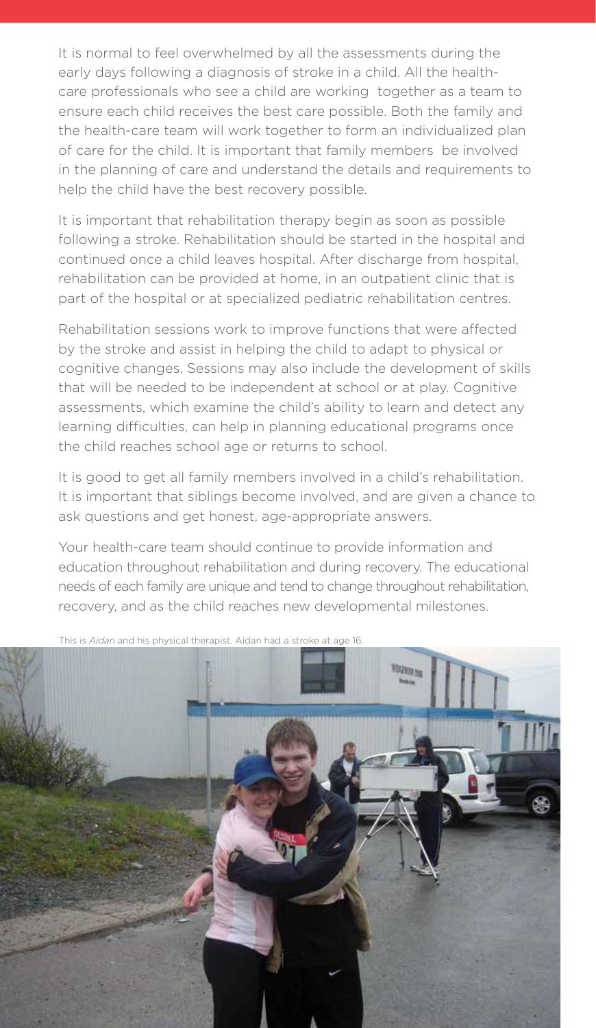It is normal to feel overwhelmed by all the assessments during the early days following a diagnosis of stroke in a child. All the health-care professionals who see a child are working together as a team to ensure each child receives the best care possible. Both the family and the health-care team will work together to form an individualized plan of care for the child. It is important that family members be involved in the planning of care and understand the details and requirements to help the child have the best recovery possible.

It is important that rehabilitation therapy begin as soon as possible following a stroke. Rehabilitation should be started in the hospital and continued once a child leaves hospital. After discharge from hospital, rehabilitation can be provided at home, in an outpatient clinic that is part of the hospital or at specialized pediatric rehabilitation centres.

Rehabilitation sessions work to improve functions that were affected by the stroke and assist in helping the child to adapt to physical or cognitive changes. Sessions may also include the development of skills that will be needed to be independent at school or at play. Cognitive assessments, which examine the child's ability to learn and detect any learning difficulties, can help in planning educational programs once the child reaches school age or returns to school.

It is good to get all family members involved in a child's rehabilitation. It is important that siblings become involved, and are given a chance to ask questions and get honest, age-appropriate answers.

Your health-care team should continue to provide information and education throughout rehabilitation and during recovery. The educational needs of each family are unique and tend to change throughout rehabilitation, recovery, and as the child reaches new developmental milestones.

This is *Aidan* and his physical therapist. Aidan had a stroke at age 16.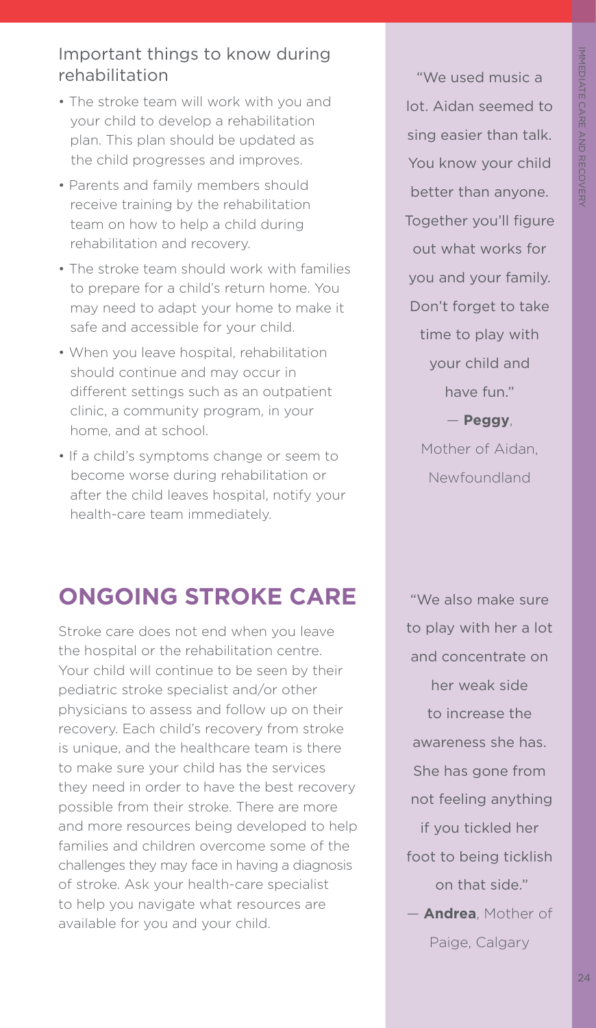### Important things to know during rehabilitation

- The stroke team will work with you and your child to develop a rehabilitation plan. This plan should be updated as the child progresses and improves.
- Parents and family members should receive training by the rehabilitation team on how to help a child during rehabilitation and recovery.
- The stroke team should work with families to prepare for a child's return home. You may need to adapt your home to make it safe and accessible for your child.
- When you leave hospital, rehabilitation should continue and may occur in different settings such as an outpatient clinic, a community program, in your home, and at school.
- If a child's symptoms change or seem to become worse during rehabilitation or after the child leaves hospital, notify your health-care team immediately.

"We used music a lot. Aidan seemed to sing easier than talk. You know your child better than anyone. Together you'll figure out what works for you and your family. Don't forget to take time to play with your child and have fun."

— **Peggy**, Mother of Aidan, Newfoundland

## ONGOING STROKE CARE

Stroke care does not end when you leave the hospital or the rehabilitation centre. Your child will continue to be seen by their pediatric stroke specialist and/or other physicians to assess and follow up on their recovery. Each child's recovery from stroke is unique, and the healthcare team is there to make sure your child has the services they need in order to have the best recovery possible from their stroke. There are more and more resources being developed to help families and children overcome some of the challenges they may face in having a diagnosis of stroke. Ask your health-care specialist to help you navigate what resources are available for you and your child.

"We also make sure to play with her a lot and concentrate on her weak side to increase the awareness she has. She has gone from not feeling anything if you tickled her foot to being ticklish on that side."

— **Andrea**, Mother of Paige, Calgary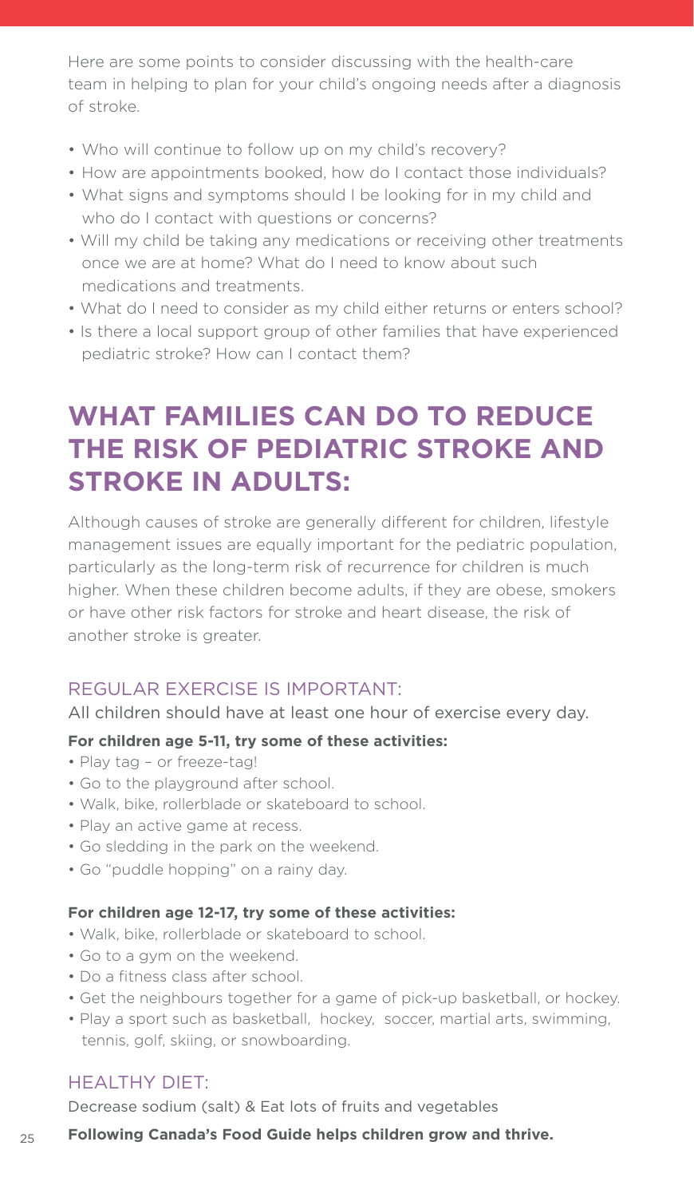Here are some points to consider discussing with the health-care team in helping to plan for your child's ongoing needs after a diagnosis of stroke.

- Who will continue to follow up on my child's recovery?
- How are appointments booked, how do I contact those individuals?
- What signs and symptoms should I be looking for in my child and who do I contact with questions or concerns?
- Will my child be taking any medications or receiving other treatments once we are at home? What do I need to know about such medications and treatments.
- What do I need to consider as my child either returns or enters school?
- Is there a local support group of other families that have experienced pediatric stroke? How can I contact them?

# WHAT FAMILIES CAN DO TO REDUCE THE RISK OF PEDIATRIC STROKE AND STROKE IN ADULTS:

Although causes of stroke are generally different for children, lifestyle management issues are equally important for the pediatric population, particularly as the long-term risk of recurrence for children is much higher. When these children become adults, if they are obese, smokers or have other risk factors for stroke and heart disease, the risk of another stroke is greater.

## REGULAR EXERCISE IS IMPORTANT:

All children should have at least one hour of exercise every day.

**For children age 5-11, try some of these activities:**

- Play tag – or freeze-tag!
- Go to the playground after school.
- Walk, bike, rollerblade or skateboard to school.
- Play an active game at recess.
- Go sledding in the park on the weekend.
- Go "puddle hopping" on a rainy day.

**For children age 12-17, try some of these activities:**

- Walk, bike, rollerblade or skateboard to school.
- Go to a gym on the weekend.
- Do a fitness class after school.
- Get the neighbours together for a game of pick-up basketball, or hockey.
- Play a sport such as basketball, hockey, soccer, martial arts, swimming, tennis, golf, skiing, or snowboarding.

## HEALTHY DIET:

Decrease sodium (salt) & Eat lots of fruits and vegetables

**Following Canada's Food Guide helps children grow and thrive.**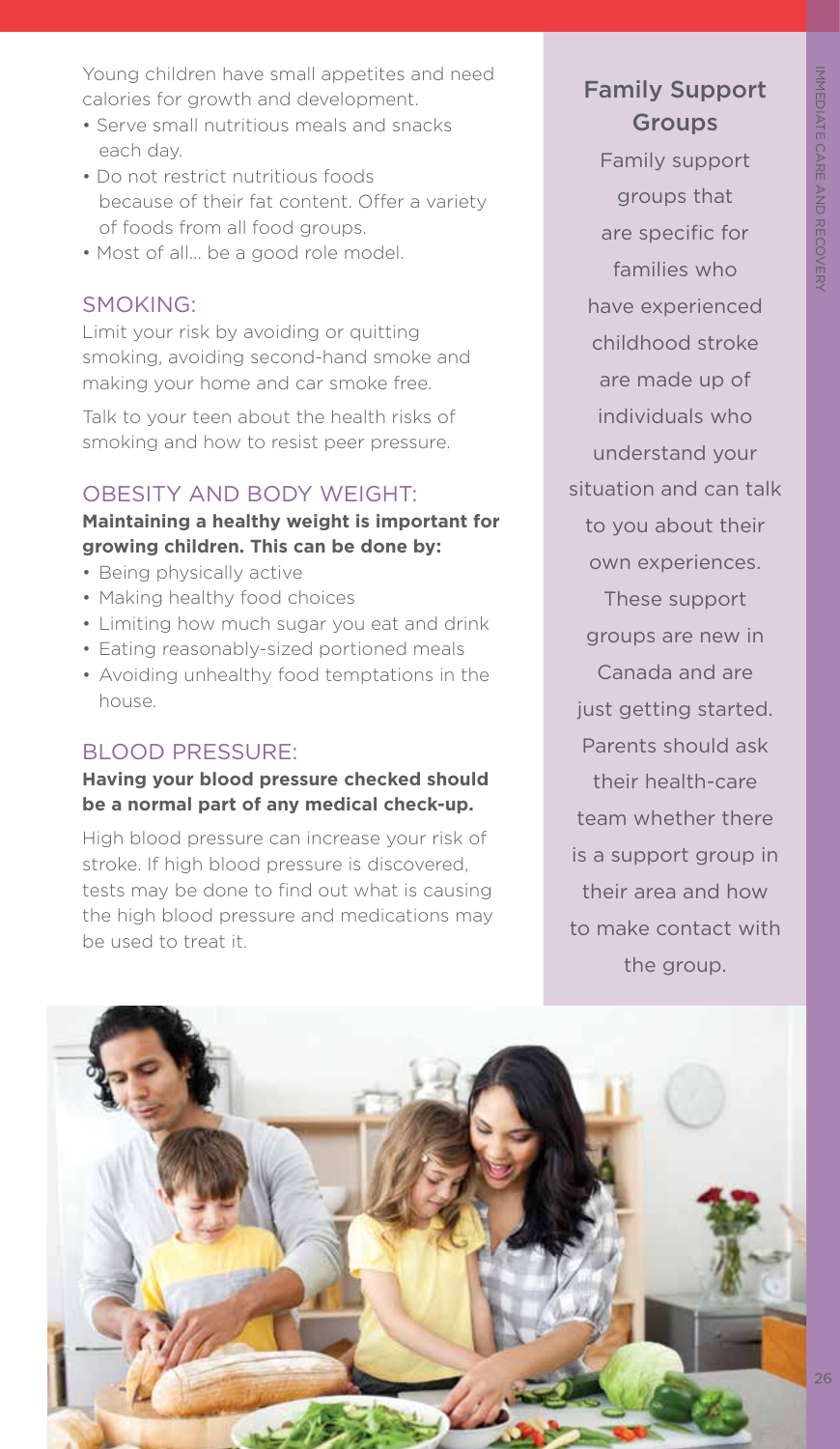Young children have small appetites and need calories for growth and development.

- Serve small nutritious meals and snacks each day.
- Do not restrict nutritious foods because of their fat content. Offer a variety of foods from all food groups.
- Most of all… be a good role model.

## SMOKING:

Limit your risk by avoiding or quitting smoking, avoiding second-hand smoke and making your home and car smoke free.

Talk to your teen about the health risks of smoking and how to resist peer pressure.

## OBESITY AND BODY WEIGHT:

**Maintaining a healthy weight is important for growing children. This can be done by:**

- Being physically active
- Making healthy food choices
- Limiting how much sugar you eat and drink
- Eating reasonably-sized portioned meals
- Avoiding unhealthy food temptations in the house.

## BLOOD PRESSURE:

**Having your blood pressure checked should be a normal part of any medical check-up.**

High blood pressure can increase your risk of stroke. If high blood pressure is discovered, tests may be done to find out what is causing the high blood pressure and medications may be used to treat it.

## Family Support Groups

Family support groups that are specific for families who have experienced childhood stroke are made up of individuals who understand your situation and can talk to you about their own experiences. These support groups are new in Canada and are just getting started. Parents should ask their health-care team whether there is a support group in their area and how to make contact with the group.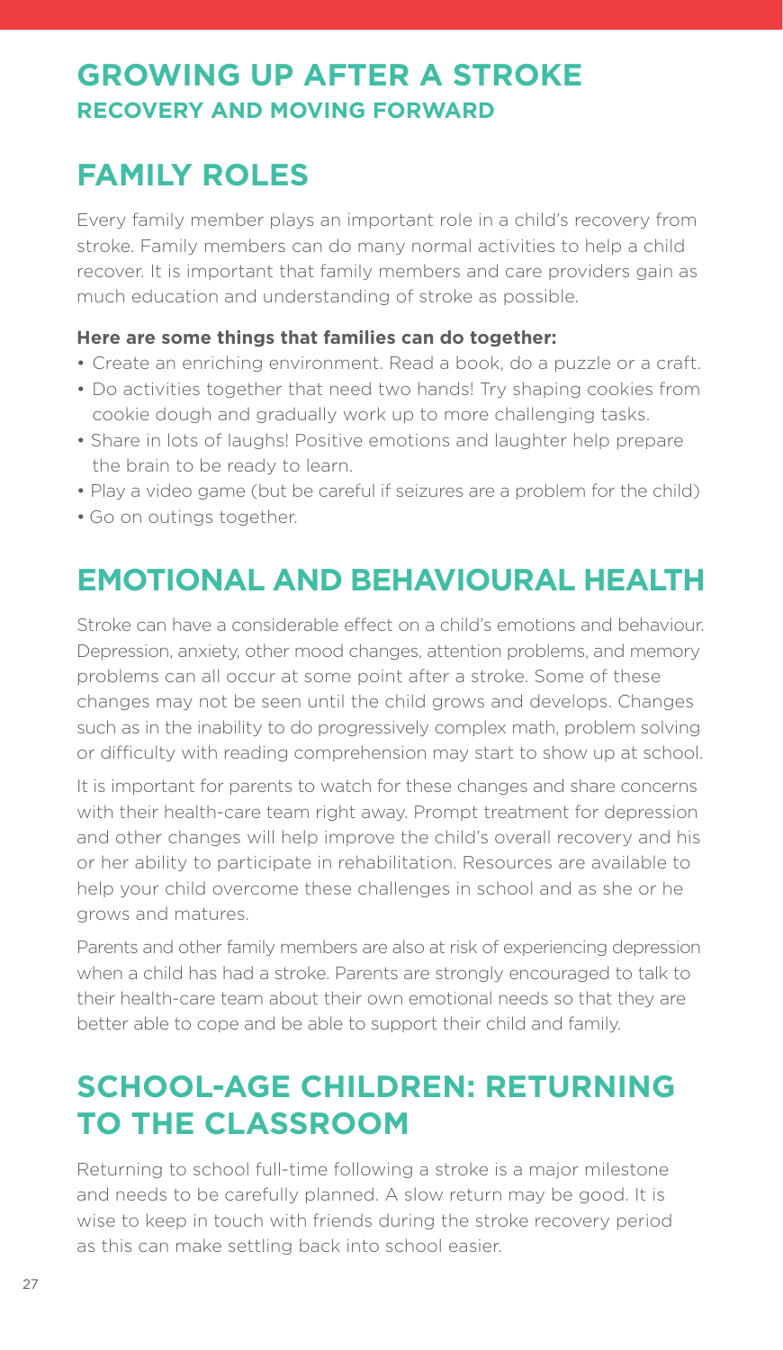# GROWING UP AFTER A STROKE

## RECOVERY AND MOVING FORWARD

## FAMILY ROLES

Every family member plays an important role in a child's recovery from stroke. Family members can do many normal activities to help a child recover. It is important that family members and care providers gain as much education and understanding of stroke as possible.

**Here are some things that families can do together:**

- Create an enriching environment. Read a book, do a puzzle or a craft.
- Do activities together that need two hands! Try shaping cookies from cookie dough and gradually work up to more challenging tasks.
- Share in lots of laughs! Positive emotions and laughter help prepare the brain to be ready to learn.
- Play a video game (but be careful if seizures are a problem for the child)
- Go on outings together.

## EMOTIONAL AND BEHAVIOURAL HEALTH

Stroke can have a considerable effect on a child's emotions and behaviour. Depression, anxiety, other mood changes, attention problems, and memory problems can all occur at some point after a stroke. Some of these changes may not be seen until the child grows and develops. Changes such as in the inability to do progressively complex math, problem solving or difficulty with reading comprehension may start to show up at school.

It is important for parents to watch for these changes and share concerns with their health-care team right away. Prompt treatment for depression and other changes will help improve the child's overall recovery and his or her ability to participate in rehabilitation. Resources are available to help your child overcome these challenges in school and as she or he grows and matures.

Parents and other family members are also at risk of experiencing depression when a child has had a stroke. Parents are strongly encouraged to talk to their health-care team about their own emotional needs so that they are better able to cope and be able to support their child and family.

## SCHOOL-AGE CHILDREN: RETURNING TO THE CLASSROOM

Returning to school full-time following a stroke is a major milestone and needs to be carefully planned. A slow return may be good. It is wise to keep in touch with friends during the stroke recovery period as this can make settling back into school easier.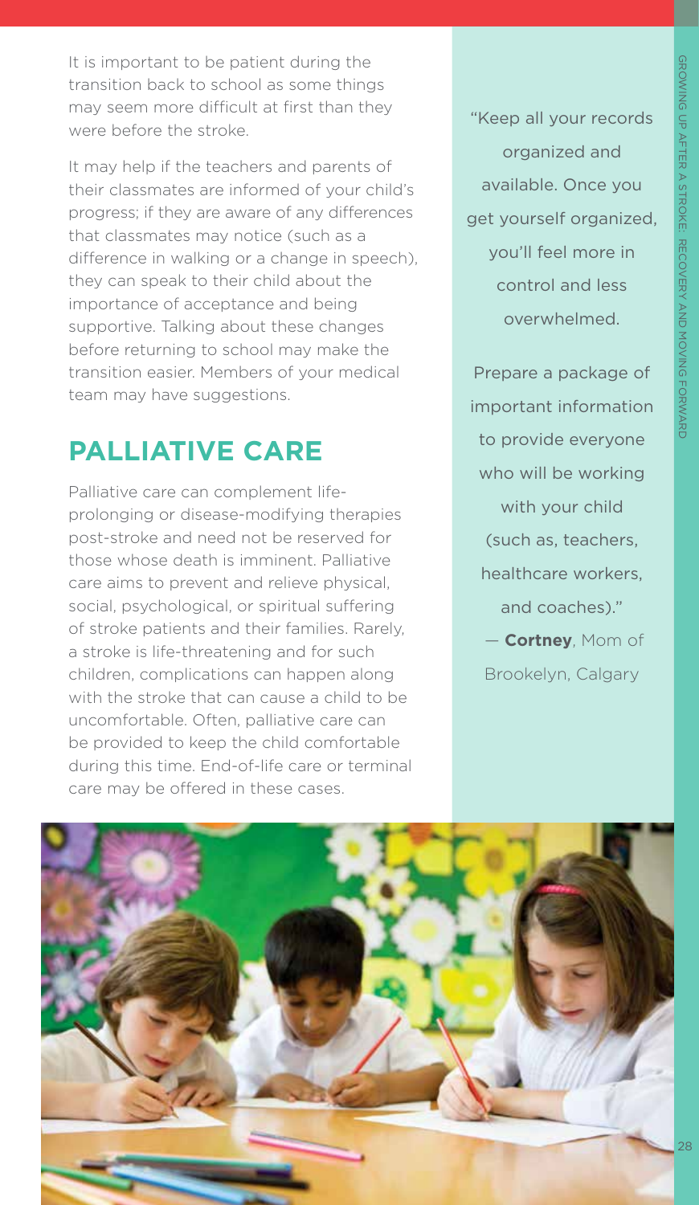It is important to be patient during the transition back to school as some things may seem more difficult at first than they were before the stroke.

It may help if the teachers and parents of their classmates are informed of your child's progress; if they are aware of any differences that classmates may notice (such as a difference in walking or a change in speech), they can speak to their child about the importance of acceptance and being supportive. Talking about these changes before returning to school may make the transition easier. Members of your medical team may have suggestions.

## PALLIATIVE CARE

Palliative care can complement life-prolonging or disease-modifying therapies post-stroke and need not be reserved for those whose death is imminent. Palliative care aims to prevent and relieve physical, social, psychological, or spiritual suffering of stroke patients and their families. Rarely, a stroke is life-threatening and for such children, complications can happen along with the stroke that can cause a child to be uncomfortable. Often, palliative care can be provided to keep the child comfortable during this time. End-of-life care or terminal care may be offered in these cases.

"Keep all your records organized and available. Once you get yourself organized, you'll feel more in control and less overwhelmed.

Prepare a package of important information to provide everyone who will be working with your child (such as, teachers, healthcare workers, and coaches)."

— **Cortney**, Mom of Brookelyn, Calgary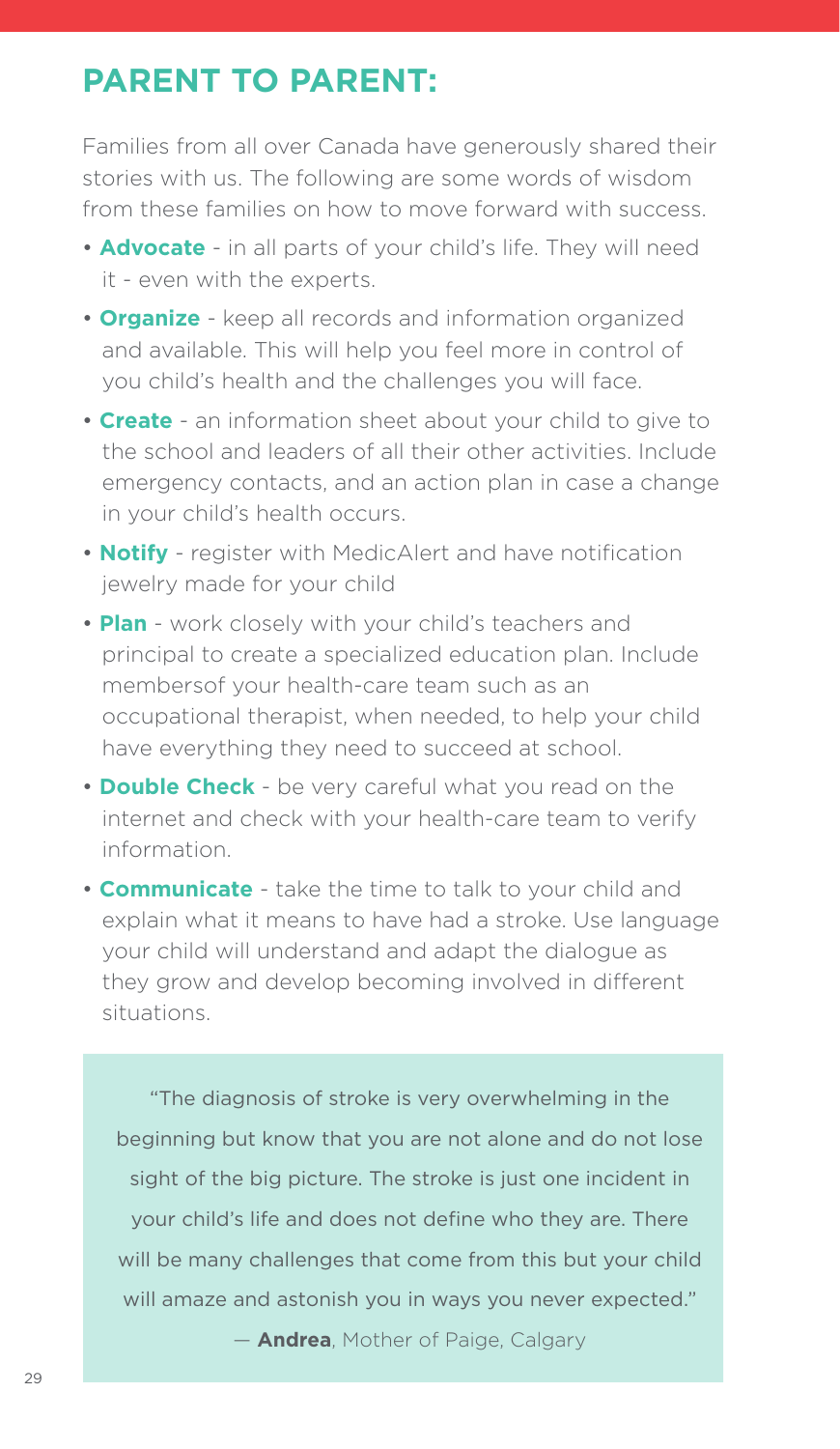## PARENT TO PARENT:

Families from all over Canada have generously shared their stories with us. The following are some words of wisdom from these families on how to move forward with success.

- **Advocate** - in all parts of your child's life. They will need it - even with the experts.
- **Organize** - keep all records and information organized and available. This will help you feel more in control of you child's health and the challenges you will face.
- **Create** - an information sheet about your child to give to the school and leaders of all their other activities. Include emergency contacts, and an action plan in case a change in your child's health occurs.
- **Notify** - register with MedicAlert and have notification jewelry made for your child
- **Plan** - work closely with your child's teachers and principal to create a specialized education plan. Include membersof your health-care team such as an occupational therapist, when needed, to help your child have everything they need to succeed at school.
- **Double Check** - be very careful what you read on the internet and check with your health-care team to verify information.
- **Communicate** - take the time to talk to your child and explain what it means to have had a stroke. Use language your child will understand and adapt the dialogue as they grow and develop becoming involved in different situations.

> "The diagnosis of stroke is very overwhelming in the beginning but know that you are not alone and do not lose sight of the big picture. The stroke is just one incident in your child's life and does not define who they are. There will be many challenges that come from this but your child will amaze and astonish you in ways you never expected."
>
> — **Andrea**, Mother of Paige, Calgary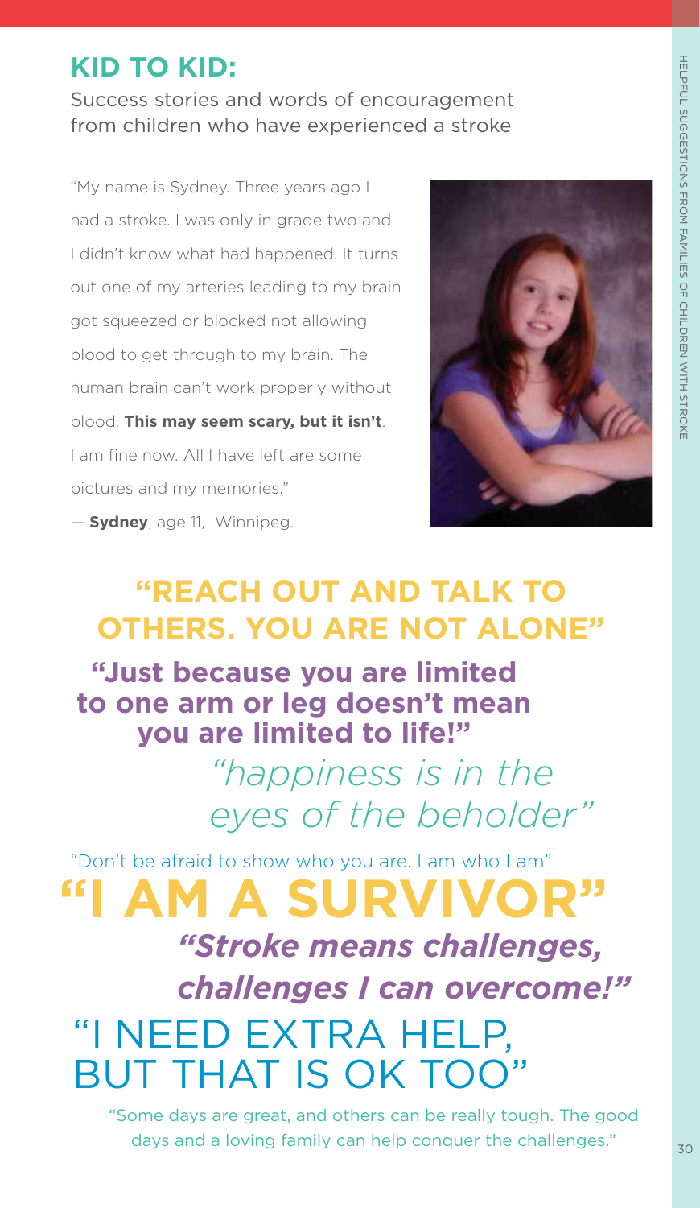## KID TO KID:

Success stories and words of encouragement from children who have experienced a stroke

"My name is Sydney. Three years ago I had a stroke. I was only in grade two and I didn't know what had happened. It turns out one of my arteries leading to my brain got squeezed or blocked not allowing blood to get through to my brain. The human brain can't work properly without blood. **This may seem scary, but it isn't**. I am fine now. All I have left are some pictures and my memories."

— **Sydney**, age 11, Winnipeg.

**"REACH OUT AND TALK TO OTHERS. YOU ARE NOT ALONE"**

**"Just because you are limited to one arm or leg doesn't mean you are limited to life!"**

*"happiness is in the eyes of the beholder"*

"Don't be afraid to show who you are. I am who I am"

**"I AM A SURVIVOR"**

***"Stroke means challenges, challenges I can overcome!"***

"I NEED EXTRA HELP, BUT THAT IS OK TOO"

"Some days are great, and others can be really tough. The good days and a loving family can help conquer the challenges."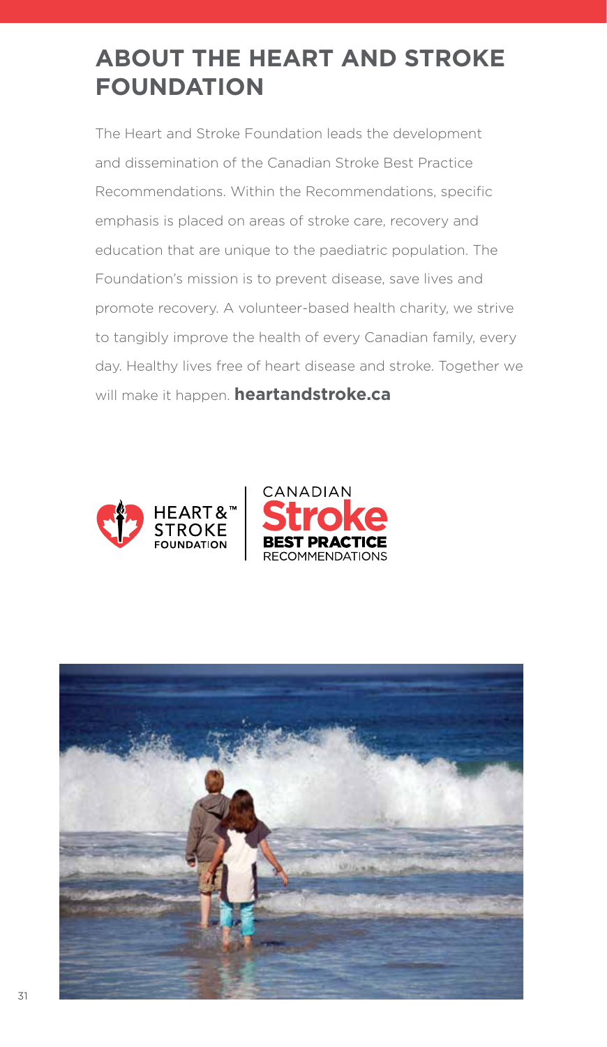# ABOUT THE HEART AND STROKE FOUNDATION

The Heart and Stroke Foundation leads the development and dissemination of the Canadian Stroke Best Practice Recommendations. Within the Recommendations, specific emphasis is placed on areas of stroke care, recovery and education that are unique to the paediatric population. The Foundation's mission is to prevent disease, save lives and promote recovery. A volunteer-based health charity, we strive to tangibly improve the health of every Canadian family, every day. Healthy lives free of heart disease and stroke. Together we will make it happen. **heartandstroke.ca**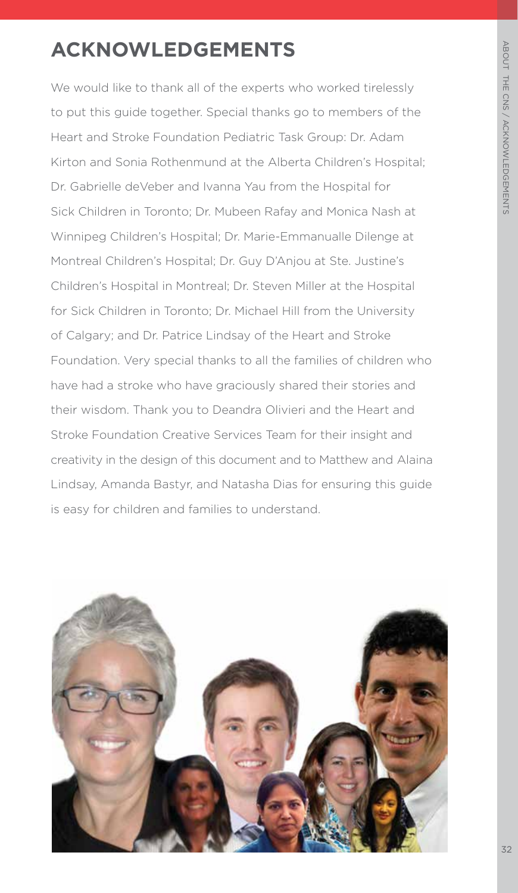# ACKNOWLEDGEMENTS

We would like to thank all of the experts who worked tirelessly to put this guide together. Special thanks go to members of the Heart and Stroke Foundation Pediatric Task Group: Dr. Adam Kirton and Sonia Rothenmund at the Alberta Children's Hospital; Dr. Gabrielle deVeber and Ivanna Yau from the Hospital for Sick Children in Toronto; Dr. Mubeen Rafay and Monica Nash at Winnipeg Children's Hospital; Dr. Marie-Emmanualle Dilenge at Montreal Children's Hospital; Dr. Guy D'Anjou at Ste. Justine's Children's Hospital in Montreal; Dr. Steven Miller at the Hospital for Sick Children in Toronto; Dr. Michael Hill from the University of Calgary; and Dr. Patrice Lindsay of the Heart and Stroke Foundation. Very special thanks to all the families of children who have had a stroke who have graciously shared their stories and their wisdom. Thank you to Deandra Olivieri and the Heart and Stroke Foundation Creative Services Team for their insight and creativity in the design of this document and to Matthew and Alaina Lindsay, Amanda Bastyr, and Natasha Dias for ensuring this guide is easy for children and families to understand.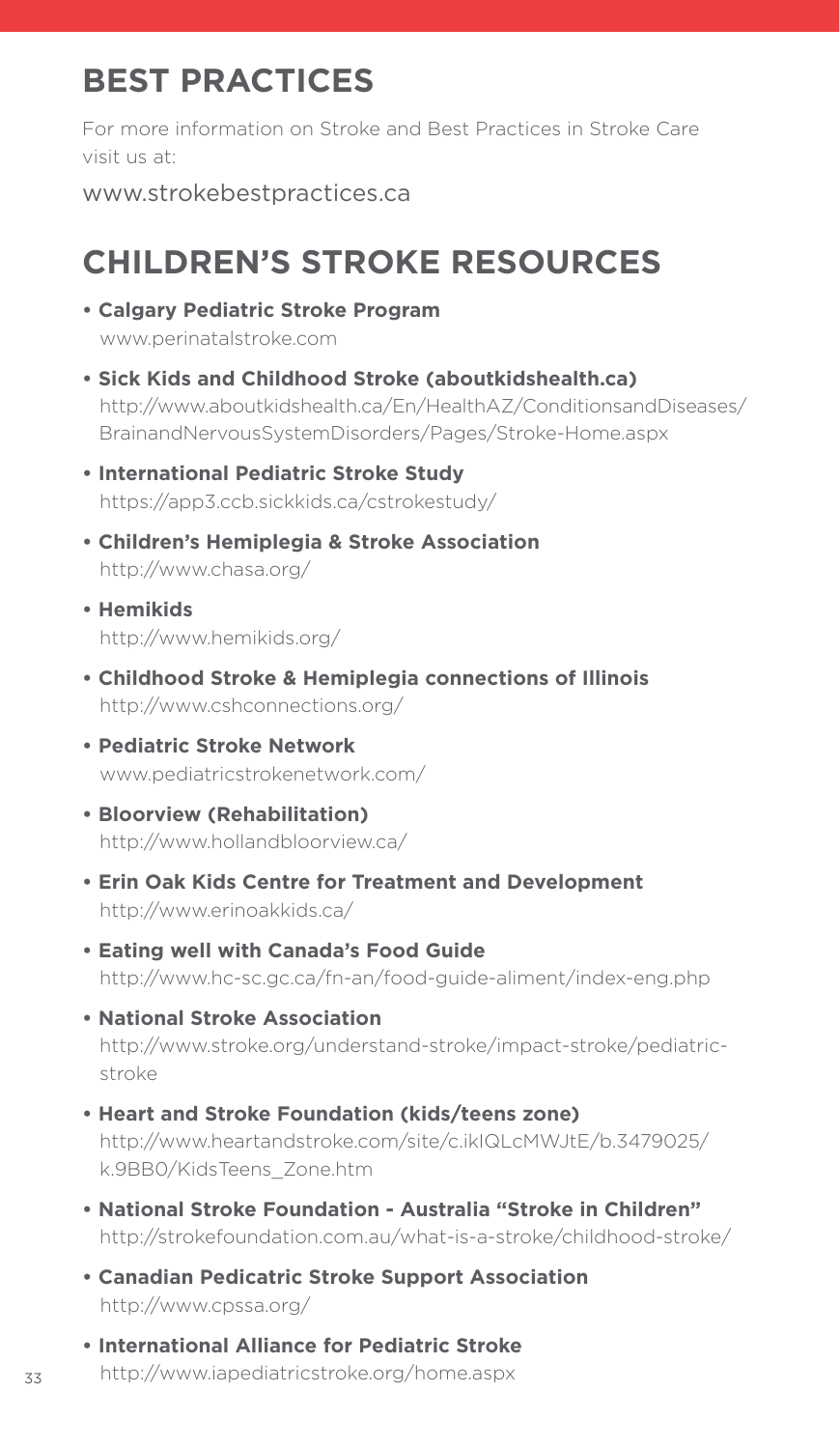## BEST PRACTICES

For more information on Stroke and Best Practices in Stroke Care visit us at:

www.strokebestpractices.ca

## CHILDREN'S STROKE RESOURCES

- **Calgary Pediatric Stroke Program**
  www.perinatalstroke.com
- **Sick Kids and Childhood Stroke (aboutkidshealth.ca)**
  http://www.aboutkidshealth.ca/En/HealthAZ/ConditionsandDiseases/BrainandNervousSystemDisorders/Pages/Stroke-Home.aspx
- **International Pediatric Stroke Study**
  https://app3.ccb.sickkids.ca/cstrokestudy/
- **Children's Hemiplegia & Stroke Association**
  http://www.chasa.org/
- **Hemikids**
  http://www.hemikids.org/
- **Childhood Stroke & Hemiplegia connections of Illinois**
  http://www.cshconnections.org/
- **Pediatric Stroke Network**
  www.pediatricstrokenetwork.com/
- **Bloorview (Rehabilitation)**
  http://www.hollandbloorview.ca/
- **Erin Oak Kids Centre for Treatment and Development**
  http://www.erinoakkids.ca/
- **Eating well with Canada's Food Guide**
  http://www.hc-sc.gc.ca/fn-an/food-guide-aliment/index-eng.php
- **National Stroke Association**
  http://www.stroke.org/understand-stroke/impact-stroke/pediatric-stroke
- **Heart and Stroke Foundation (kids/teens zone)**
  http://www.heartandstroke.com/site/c.ikIQLcMWJtE/b.3479025/k.9BB0/KidsTeens_Zone.htm
- **National Stroke Foundation - Australia "Stroke in Children"**
  http://strokefoundation.com.au/what-is-a-stroke/childhood-stroke/
- **Canadian Pedicatric Stroke Support Association**
  http://www.cpssa.org/
- **International Alliance for Pediatric Stroke**
  http://www.iapediatricstroke.org/home.aspx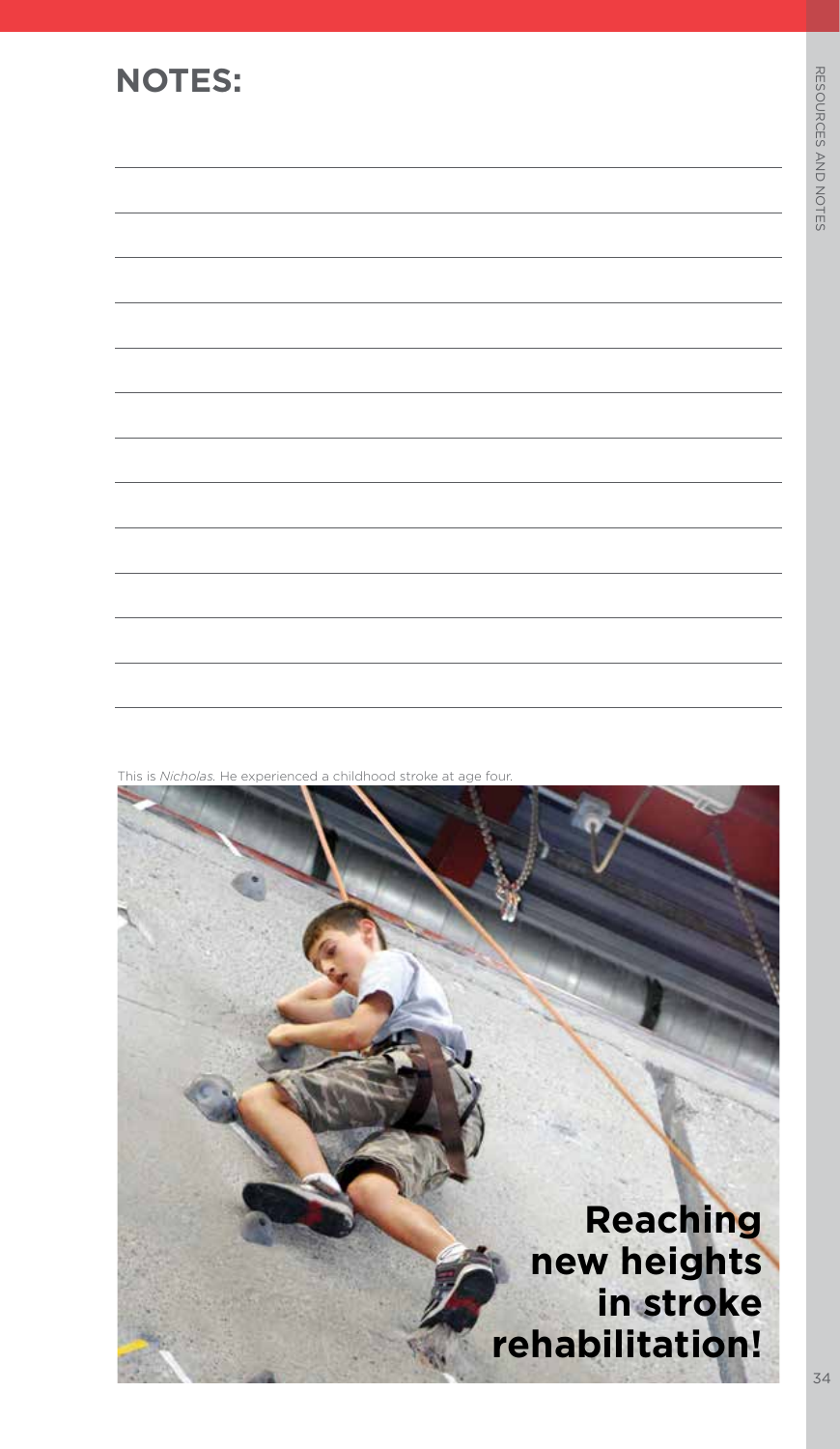## NOTES:

This is *Nicholas*. He experienced a childhood stroke at age four.

**Reaching new heights in stroke rehabilitation!**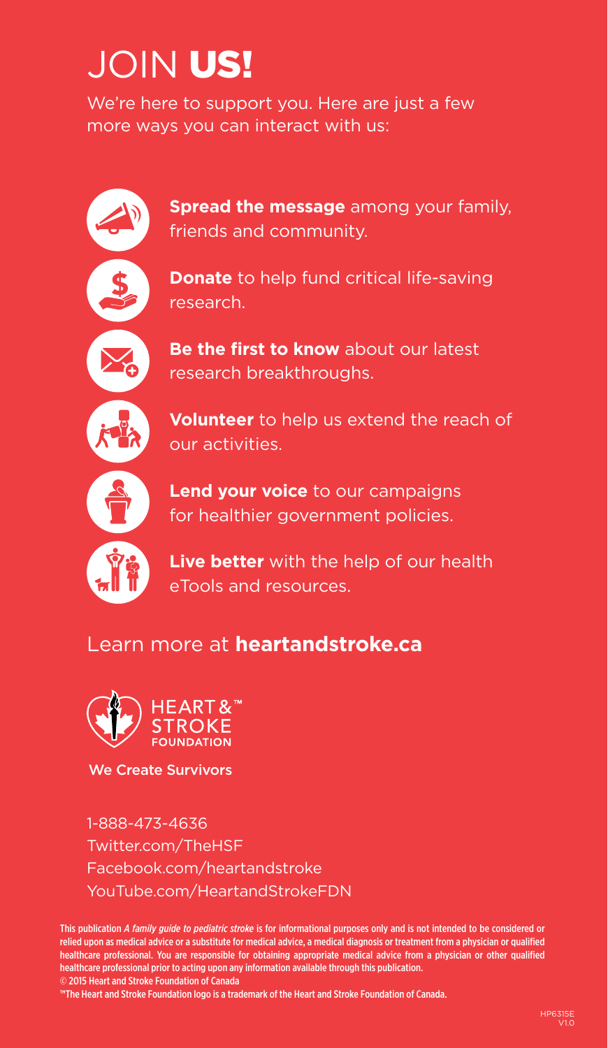# JOIN **US!**

We're here to support you. Here are just a few more ways you can interact with us:

- **Spread the message** among your family, friends and community.
- **Donate** to help fund critical life-saving research.
- **Be the first to know** about our latest research breakthroughs.
- **Volunteer** to help us extend the reach of our activities.
- **Lend your voice** to our campaigns for healthier government policies.
- **Live better** with the help of our health eTools and resources.

Learn more at **heartandstroke.ca**

HEART &™ STROKE FOUNDATION

We Create Survivors

1-888-473-4636
Twitter.com/TheHSF
Facebook.com/heartandstroke
YouTube.com/HeartandStrokeFDN

This publication *A family guide to pediatric stroke* is for informational purposes only and is not intended to be considered or relied upon as medical advice or a substitute for medical advice, a medical diagnosis or treatment from a physician or qualified healthcare professional. You are responsible for obtaining appropriate medical advice from a physician or other qualified healthcare professional prior to acting upon any information available through this publication.

© 2015 Heart and Stroke Foundation of Canada

™The Heart and Stroke Foundation logo is a trademark of the Heart and Stroke Foundation of Canada.

HP6315E
V1.0